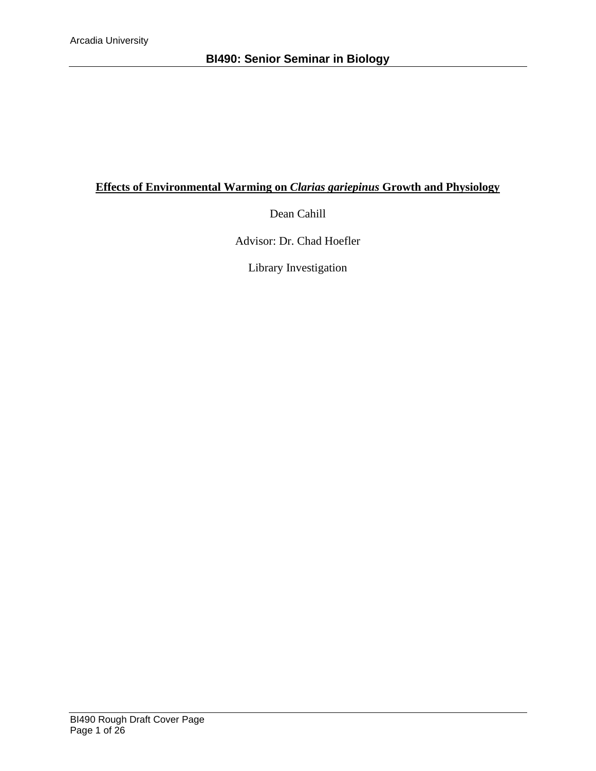Arcadia University

**BI490: Senior Seminar in Biology**

# Effects of Environmental Warming on *Clarias gariepinus* Growth and Physiology

Dean Cahill

Advisor: Dr. Chad Hoefler

Library Investigation

BI490 Rough Draft Cover Page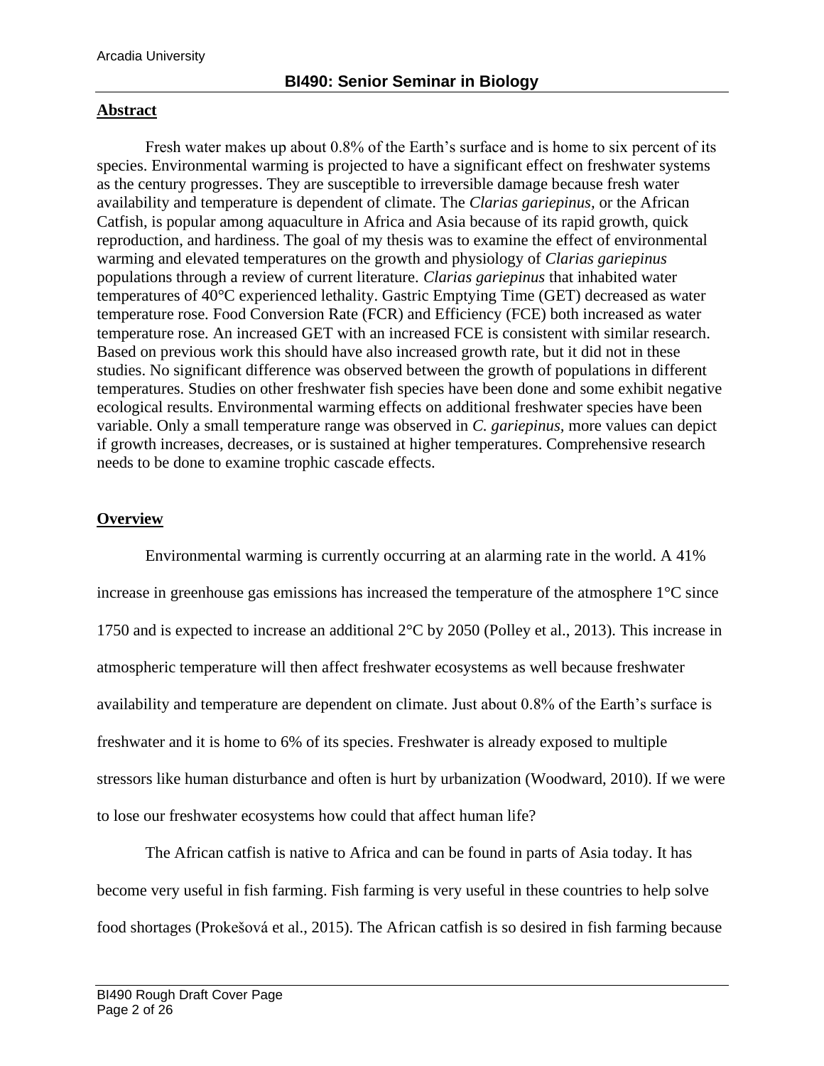## Abstract

Fresh water makes up about 0.8% of the Earth's surface and is home to six percent of its species. Environmental warming is projected to have a significant effect on freshwater systems as the century progresses. They are susceptible to irreversible damage because fresh water availability and temperature is dependent of climate. The *Clarias gariepinus*, or the African Catfish, is popular among aquaculture in Africa and Asia because of its rapid growth, quick reproduction, and hardiness. The goal of my thesis was to examine the effect of environmental warming and elevated temperatures on the growth and physiology of *Clarias gariepinus* populations through a review of current literature. *Clarias gariepinus* that inhabited water temperatures of 40°C experienced lethality. Gastric Emptying Time (GET) decreased as water temperature rose. Food Conversion Rate (FCR) and Efficiency (FCE) both increased as water temperature rose. An increased GET with an increased FCE is consistent with similar research. Based on previous work this should have also increased growth rate, but it did not in these studies. No significant difference was observed between the growth of populations in different temperatures. Studies on other freshwater fish species have been done and some exhibit negative ecological results. Environmental warming effects on additional freshwater species have been variable. Only a small temperature range was observed in *C. gariepinus,* more values can depict if growth increases, decreases, or is sustained at higher temperatures. Comprehensive research needs to be done to examine trophic cascade effects.

## Overview

Environmental warming is currently occurring at an alarming rate in the world. A 41% increase in greenhouse gas emissions has increased the temperature of the atmosphere 1°C since 1750 and is expected to increase an additional 2°C by 2050 (Polley et al., 2013). This increase in atmospheric temperature will then affect freshwater ecosystems as well because freshwater availability and temperature are dependent on climate. Just about 0.8% of the Earth's surface is freshwater and it is home to 6% of its species. Freshwater is already exposed to multiple stressors like human disturbance and often is hurt by urbanization (Woodward, 2010). If we were to lose our freshwater ecosystems how could that affect human life?

The African catfish is native to Africa and can be found in parts of Asia today. It has become very useful in fish farming. Fish farming is very useful in these countries to help solve food shortages (Prokešová et al., 2015). The African catfish is so desired in fish farming because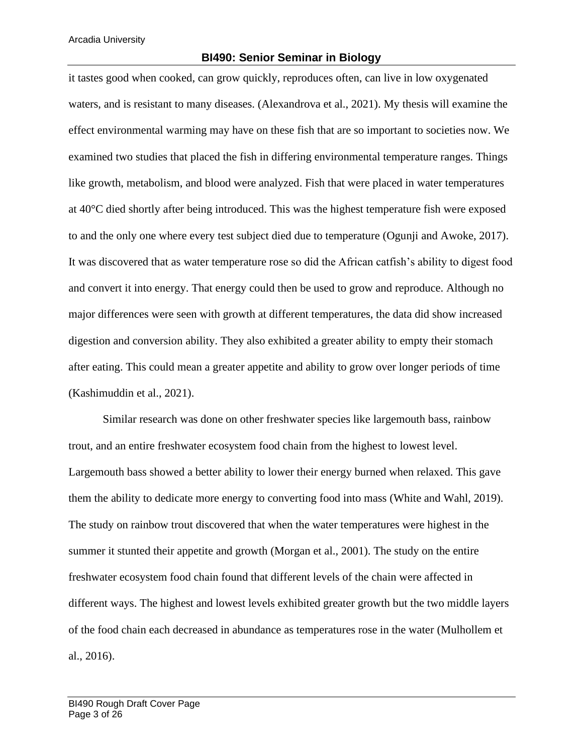it tastes good when cooked, can grow quickly, reproduces often, can live in low oxygenated waters, and is resistant to many diseases. (Alexandrova et al., 2021). My thesis will examine the effect environmental warming may have on these fish that are so important to societies now. We examined two studies that placed the fish in differing environmental temperature ranges. Things like growth, metabolism, and blood were analyzed. Fish that were placed in water temperatures at 40°C died shortly after being introduced. This was the highest temperature fish were exposed to and the only one where every test subject died due to temperature (Ogunji and Awoke, 2017). It was discovered that as water temperature rose so did the African catfish's ability to digest food and convert it into energy. That energy could then be used to grow and reproduce. Although no major differences were seen with growth at different temperatures, the data did show increased digestion and conversion ability. They also exhibited a greater ability to empty their stomach after eating. This could mean a greater appetite and ability to grow over longer periods of time (Kashimuddin et al., 2021).

Similar research was done on other freshwater species like largemouth bass, rainbow trout, and an entire freshwater ecosystem food chain from the highest to lowest level. Largemouth bass showed a better ability to lower their energy burned when relaxed. This gave them the ability to dedicate more energy to converting food into mass (White and Wahl, 2019). The study on rainbow trout discovered that when the water temperatures were highest in the summer it stunted their appetite and growth (Morgan et al., 2001). The study on the entire freshwater ecosystem food chain found that different levels of the chain were affected in different ways. The highest and lowest levels exhibited greater growth but the two middle layers of the food chain each decreased in abundance as temperatures rose in the water (Mulhollem et al., 2016).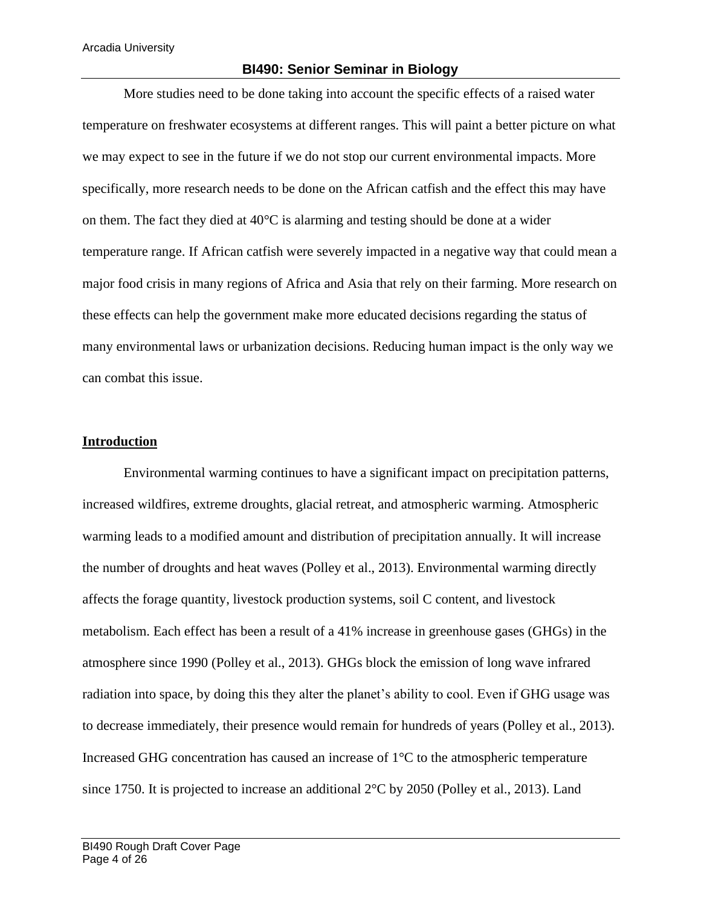More studies need to be done taking into account the specific effects of a raised water temperature on freshwater ecosystems at different ranges. This will paint a better picture on what we may expect to see in the future if we do not stop our current environmental impacts. More specifically, more research needs to be done on the African catfish and the effect this may have on them. The fact they died at 40°C is alarming and testing should be done at a wider temperature range. If African catfish were severely impacted in a negative way that could mean a major food crisis in many regions of Africa and Asia that rely on their farming. More research on these effects can help the government make more educated decisions regarding the status of many environmental laws or urbanization decisions. Reducing human impact is the only way we can combat this issue.

## Introduction

Environmental warming continues to have a significant impact on precipitation patterns, increased wildfires, extreme droughts, glacial retreat, and atmospheric warming. Atmospheric warming leads to a modified amount and distribution of precipitation annually. It will increase the number of droughts and heat waves (Polley et al., 2013). Environmental warming directly affects the forage quantity, livestock production systems, soil C content, and livestock metabolism. Each effect has been a result of a 41% increase in greenhouse gases (GHGs) in the atmosphere since 1990 (Polley et al., 2013). GHGs block the emission of long wave infrared radiation into space, by doing this they alter the planet's ability to cool. Even if GHG usage was to decrease immediately, their presence would remain for hundreds of years (Polley et al., 2013). Increased GHG concentration has caused an increase of 1°C to the atmospheric temperature since 1750. It is projected to increase an additional 2°C by 2050 (Polley et al., 2013). Land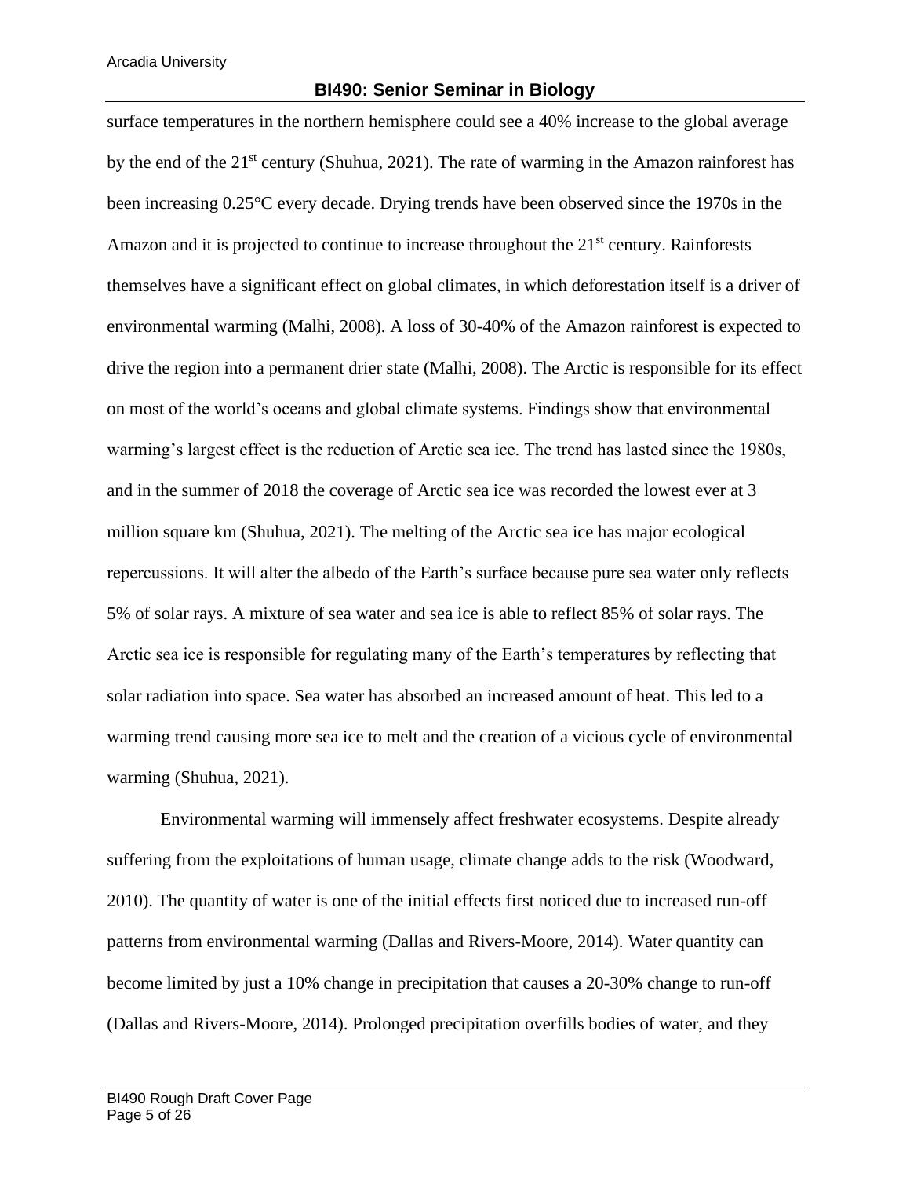surface temperatures in the northern hemisphere could see a 40% increase to the global average by the end of the 21st century (Shuhua, 2021). The rate of warming in the Amazon rainforest has been increasing 0.25°C every decade. Drying trends have been observed since the 1970s in the Amazon and it is projected to continue to increase throughout the 21st century. Rainforests themselves have a significant effect on global climates, in which deforestation itself is a driver of environmental warming (Malhi, 2008). A loss of 30-40% of the Amazon rainforest is expected to drive the region into a permanent drier state (Malhi, 2008). The Arctic is responsible for its effect on most of the world's oceans and global climate systems. Findings show that environmental warming's largest effect is the reduction of Arctic sea ice. The trend has lasted since the 1980s, and in the summer of 2018 the coverage of Arctic sea ice was recorded the lowest ever at 3 million square km (Shuhua, 2021). The melting of the Arctic sea ice has major ecological repercussions. It will alter the albedo of the Earth's surface because pure sea water only reflects 5% of solar rays. A mixture of sea water and sea ice is able to reflect 85% of solar rays. The Arctic sea ice is responsible for regulating many of the Earth's temperatures by reflecting that solar radiation into space. Sea water has absorbed an increased amount of heat. This led to a warming trend causing more sea ice to melt and the creation of a vicious cycle of environmental warming (Shuhua, 2021).

Environmental warming will immensely affect freshwater ecosystems. Despite already suffering from the exploitations of human usage, climate change adds to the risk (Woodward, 2010). The quantity of water is one of the initial effects first noticed due to increased run-off patterns from environmental warming (Dallas and Rivers-Moore, 2014). Water quantity can become limited by just a 10% change in precipitation that causes a 20-30% change to run-off (Dallas and Rivers-Moore, 2014). Prolonged precipitation overfills bodies of water, and they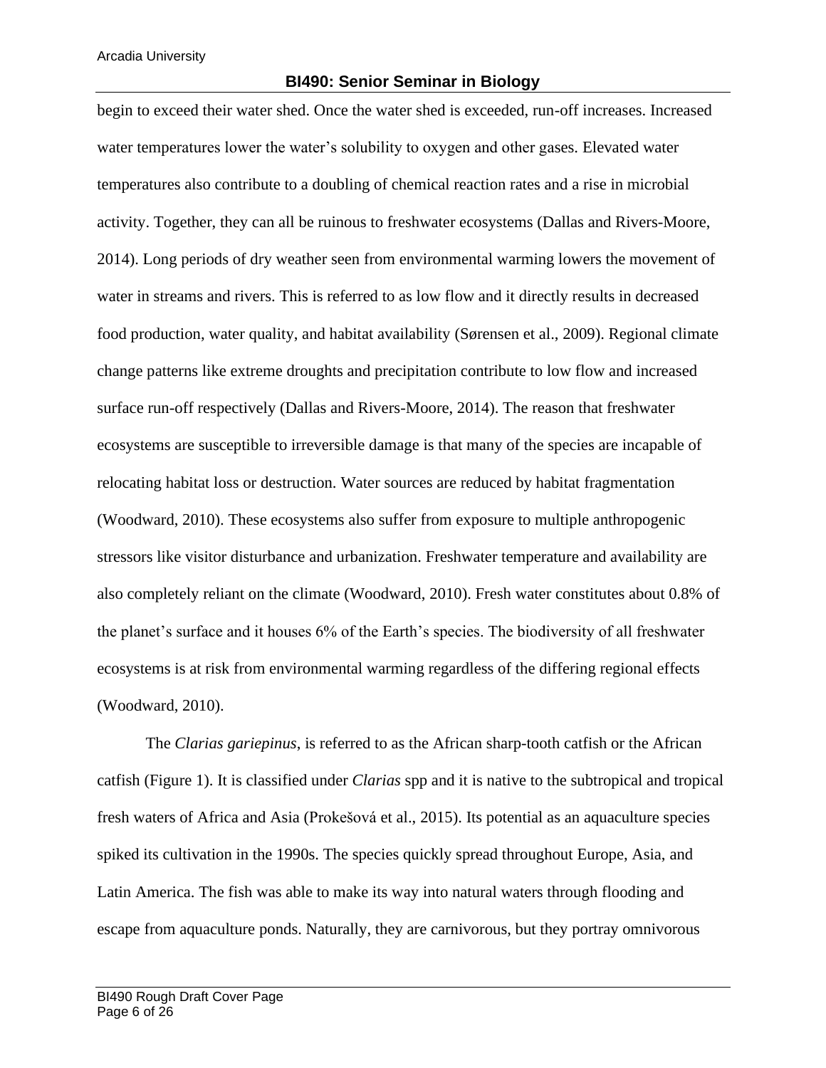begin to exceed their water shed. Once the water shed is exceeded, run-off increases. Increased water temperatures lower the water's solubility to oxygen and other gases. Elevated water temperatures also contribute to a doubling of chemical reaction rates and a rise in microbial activity. Together, they can all be ruinous to freshwater ecosystems (Dallas and Rivers-Moore, 2014). Long periods of dry weather seen from environmental warming lowers the movement of water in streams and rivers. This is referred to as low flow and it directly results in decreased food production, water quality, and habitat availability (Sørensen et al., 2009). Regional climate change patterns like extreme droughts and precipitation contribute to low flow and increased surface run-off respectively (Dallas and Rivers-Moore, 2014). The reason that freshwater ecosystems are susceptible to irreversible damage is that many of the species are incapable of relocating habitat loss or destruction. Water sources are reduced by habitat fragmentation (Woodward, 2010). These ecosystems also suffer from exposure to multiple anthropogenic stressors like visitor disturbance and urbanization. Freshwater temperature and availability are also completely reliant on the climate (Woodward, 2010). Fresh water constitutes about 0.8% of the planet's surface and it houses 6% of the Earth's species. The biodiversity of all freshwater ecosystems is at risk from environmental warming regardless of the differing regional effects (Woodward, 2010).

The *Clarias gariepinus*, is referred to as the African sharp-tooth catfish or the African catfish (Figure 1). It is classified under *Clarias* spp and it is native to the subtropical and tropical fresh waters of Africa and Asia (Prokešová et al., 2015). Its potential as an aquaculture species spiked its cultivation in the 1990s. The species quickly spread throughout Europe, Asia, and Latin America. The fish was able to make its way into natural waters through flooding and escape from aquaculture ponds. Naturally, they are carnivorous, but they portray omnivorous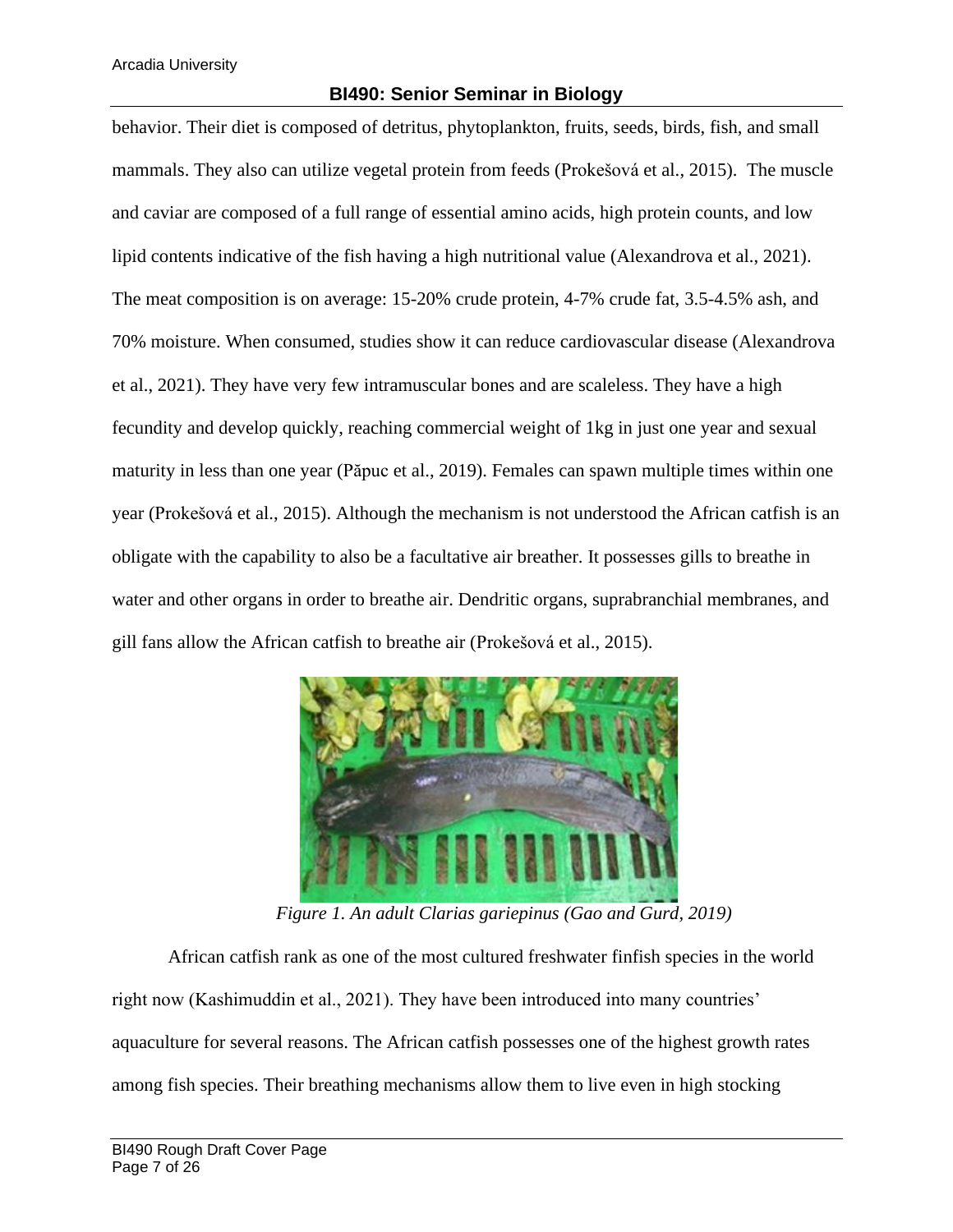behavior. Their diet is composed of detritus, phytoplankton, fruits, seeds, birds, fish, and small mammals. They also can utilize vegetal protein from feeds (Prokešová et al., 2015). The muscle and caviar are composed of a full range of essential amino acids, high protein counts, and low lipid contents indicative of the fish having a high nutritional value (Alexandrova et al., 2021). The meat composition is on average: 15-20% crude protein, 4-7% crude fat, 3.5-4.5% ash, and 70% moisture. When consumed, studies show it can reduce cardiovascular disease (Alexandrova et al., 2021). They have very few intramuscular bones and are scaleless. They have a high fecundity and develop quickly, reaching commercial weight of 1kg in just one year and sexual maturity in less than one year (Păpuc et al., 2019). Females can spawn multiple times within one year (Prokešová et al., 2015). Although the mechanism is not understood the African catfish is an obligate with the capability to also be a facultative air breather. It possesses gills to breathe in water and other organs in order to breathe air. Dendritic organs, suprabranchial membranes, and gill fans allow the African catfish to breathe air (Prokešová et al., 2015).

*Figure 1. An adult Clarias gariepinus (Gao and Gurd, 2019)*

African catfish rank as one of the most cultured freshwater finfish species in the world right now (Kashimuddin et al., 2021). They have been introduced into many countries' aquaculture for several reasons. The African catfish possesses one of the highest growth rates among fish species. Their breathing mechanisms allow them to live even in high stocking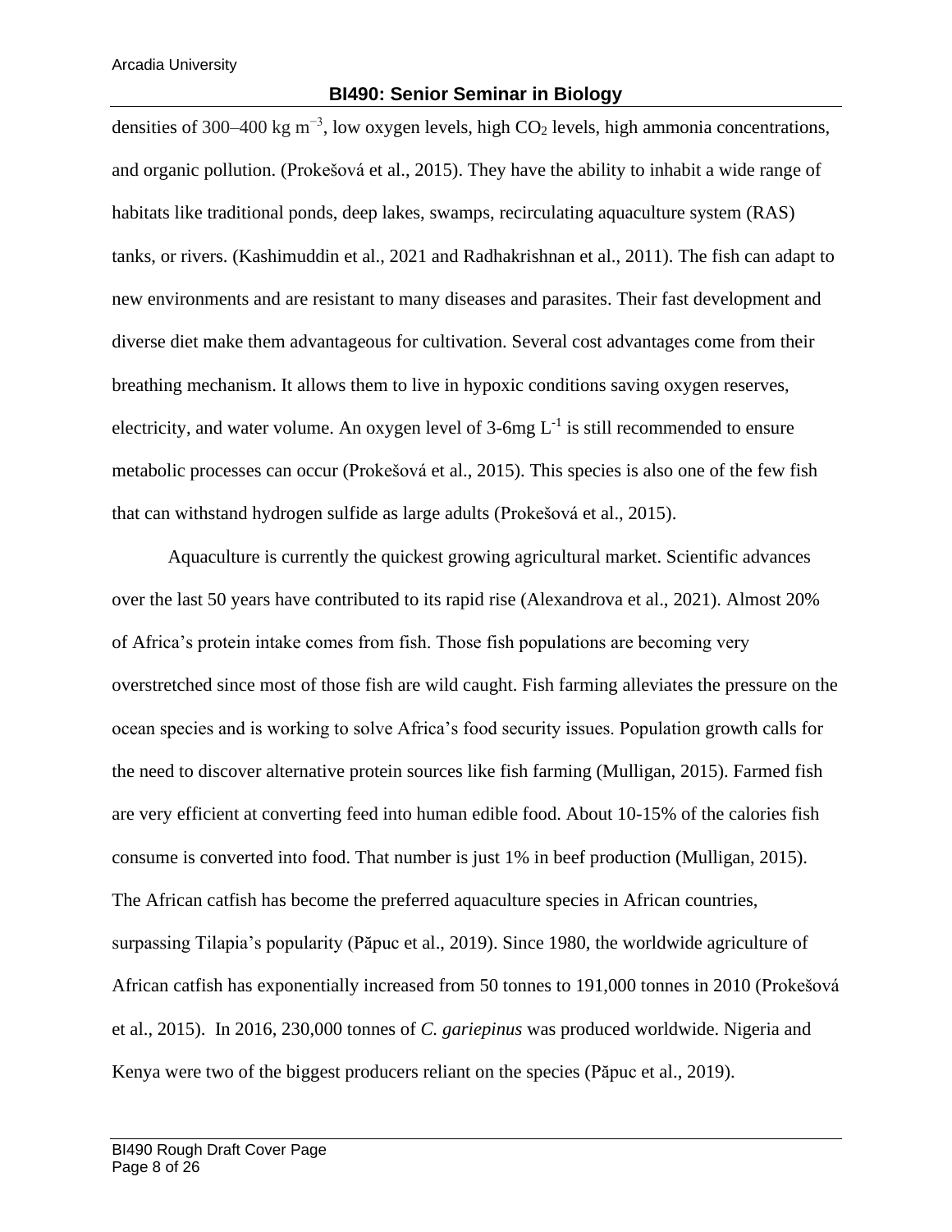densities of 300–400 kg $m^{-3}$, low oxygen levels, high $CO_2$ levels, high ammonia concentrations, and organic pollution. (Prokešová et al., 2015). They have the ability to inhabit a wide range of habitats like traditional ponds, deep lakes, swamps, recirculating aquaculture system (RAS) tanks, or rivers. (Kashimuddin et al., 2021 and Radhakrishnan et al., 2011). The fish can adapt to new environments and are resistant to many diseases and parasites. Their fast development and diverse diet make them advantageous for cultivation. Several cost advantages come from their breathing mechanism. It allows them to live in hypoxic conditions saving oxygen reserves, electricity, and water volume. An oxygen level of 3-6mg $L^{-1}$ is still recommended to ensure metabolic processes can occur (Prokešová et al., 2015). This species is also one of the few fish that can withstand hydrogen sulfide as large adults (Prokešová et al., 2015).

Aquaculture is currently the quickest growing agricultural market. Scientific advances over the last 50 years have contributed to its rapid rise (Alexandrova et al., 2021). Almost 20% of Africa's protein intake comes from fish. Those fish populations are becoming very overstretched since most of those fish are wild caught. Fish farming alleviates the pressure on the ocean species and is working to solve Africa's food security issues. Population growth calls for the need to discover alternative protein sources like fish farming (Mulligan, 2015). Farmed fish are very efficient at converting feed into human edible food. About 10-15% of the calories fish consume is converted into food. That number is just 1% in beef production (Mulligan, 2015). The African catfish has become the preferred aquaculture species in African countries, surpassing Tilapia's popularity (Păpuc et al., 2019). Since 1980, the worldwide agriculture of African catfish has exponentially increased from 50 tonnes to 191,000 tonnes in 2010 (Prokešová et al., 2015). In 2016, 230,000 tonnes of *C. gariepinus* was produced worldwide. Nigeria and Kenya were two of the biggest producers reliant on the species (Păpuc et al., 2019).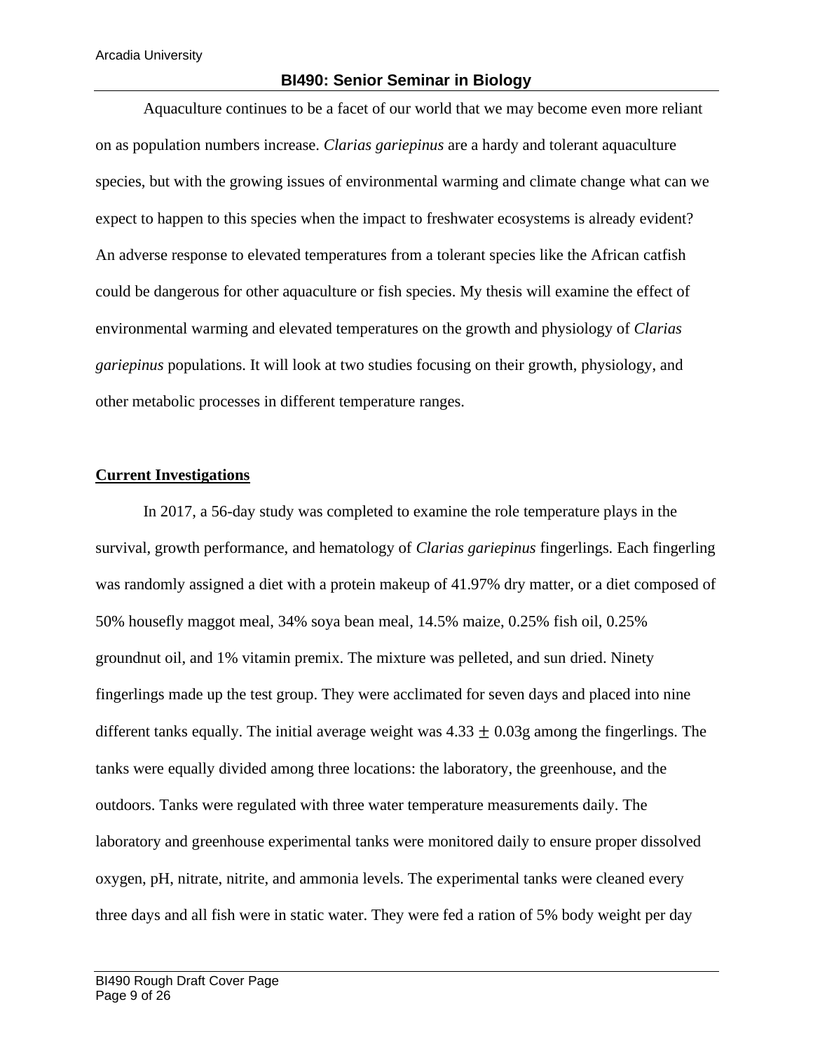Aquaculture continues to be a facet of our world that we may become even more reliant on as population numbers increase. *Clarias gariepinus* are a hardy and tolerant aquaculture species, but with the growing issues of environmental warming and climate change what can we expect to happen to this species when the impact to freshwater ecosystems is already evident? An adverse response to elevated temperatures from a tolerant species like the African catfish could be dangerous for other aquaculture or fish species. My thesis will examine the effect of environmental warming and elevated temperatures on the growth and physiology of *Clarias gariepinus* populations. It will look at two studies focusing on their growth, physiology, and other metabolic processes in different temperature ranges.

## Current Investigations

In 2017, a 56-day study was completed to examine the role temperature plays in the survival, growth performance, and hematology of *Clarias gariepinus* fingerlings. Each fingerling was randomly assigned a diet with a protein makeup of 41.97% dry matter, or a diet composed of 50% housefly maggot meal, 34% soya bean meal, 14.5% maize, 0.25% fish oil, 0.25% groundnut oil, and 1% vitamin premix. The mixture was pelleted, and sun dried. Ninety fingerlings made up the test group. They were acclimated for seven days and placed into nine different tanks equally. The initial average weight was $4.33 \pm 0.03$g among the fingerlings. The tanks were equally divided among three locations: the laboratory, the greenhouse, and the outdoors. Tanks were regulated with three water temperature measurements daily. The laboratory and greenhouse experimental tanks were monitored daily to ensure proper dissolved oxygen, pH, nitrate, nitrite, and ammonia levels. The experimental tanks were cleaned every three days and all fish were in static water. They were fed a ration of 5% body weight per day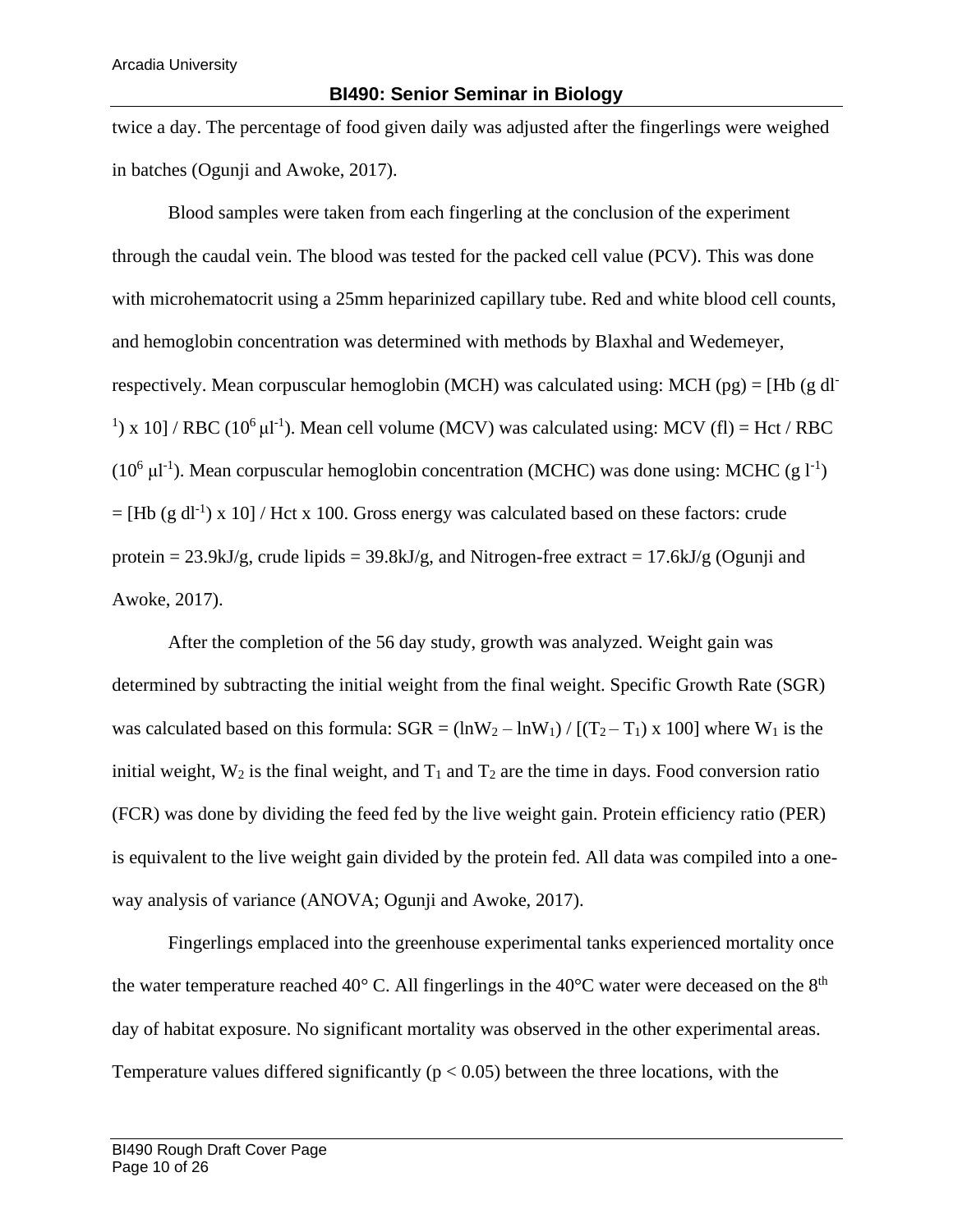twice a day. The percentage of food given daily was adjusted after the fingerlings were weighed in batches (Ogunji and Awoke, 2017).

Blood samples were taken from each fingerling at the conclusion of the experiment through the caudal vein. The blood was tested for the packed cell value (PCV). This was done with microhematocrit using a 25mm heparinized capillary tube. Red and white blood cell counts, and hemoglobin concentration was determined with methods by Blaxhal and Wedemeyer, respectively. Mean corpuscular hemoglobin (MCH) was calculated using: MCH (pg) = [Hb (g $dl^{-1}$) x 10] / RBC ($10^6$ $\mu l^{-1}$). Mean cell volume (MCV) was calculated using: MCV (fl) = Hct / RBC ($10^6$ $\mu l^{-1}$). Mean corpuscular hemoglobin concentration (MCHC) was done using: MCHC (g $l^{-1}$) = [Hb (g $dl^{-1}$) x 10] / Hct x 100. Gross energy was calculated based on these factors: crude protein = 23.9kJ/g, crude lipids = 39.8kJ/g, and Nitrogen-free extract = 17.6kJ/g (Ogunji and Awoke, 2017).

After the completion of the 56 day study, growth was analyzed. Weight gain was determined by subtracting the initial weight from the final weight. Specific Growth Rate (SGR) was calculated based on this formula: SGR = $(\ln W_2 - \ln W_1) / [(T_2 - T_1) \times 100]$ where $W_1$ is the initial weight, $W_2$ is the final weight, and $T_1$ and $T_2$ are the time in days. Food conversion ratio (FCR) was done by dividing the feed fed by the live weight gain. Protein efficiency ratio (PER) is equivalent to the live weight gain divided by the protein fed. All data was compiled into a one-way analysis of variance (ANOVA; Ogunji and Awoke, 2017).

Fingerlings emplaced into the greenhouse experimental tanks experienced mortality once the water temperature reached 40° C. All fingerlings in the 40°C water were deceased on the 8th day of habitat exposure. No significant mortality was observed in the other experimental areas. Temperature values differed significantly ($p < 0.05$) between the three locations, with the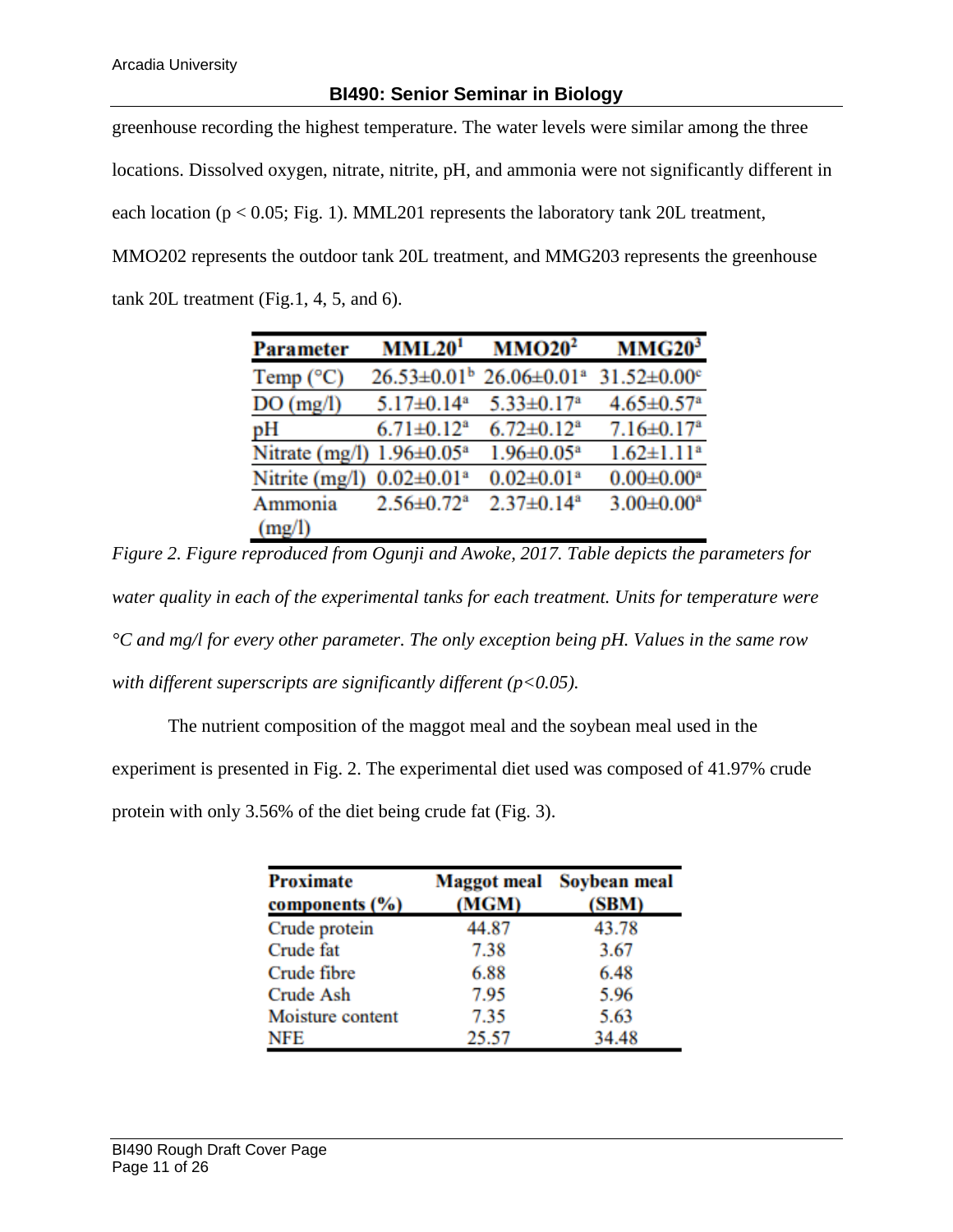greenhouse recording the highest temperature. The water levels were similar among the three locations. Dissolved oxygen, nitrate, nitrite, pH, and ammonia were not significantly different in each location ($p < 0.05$; Fig. 1). MML201 represents the laboratory tank 20L treatment, MMO202 represents the outdoor tank 20L treatment, and MMG203 represents the greenhouse tank 20L treatment (Fig.1, 4, 5, and 6).

| Parameter | MML20[1] | MMO20[2] | MMG20[3] |
|---|---|---|---|
| Temp (°C) | $26.53 \pm 0.01^{b}$ | $26.06 \pm 0.01^{a}$ | $31.52 \pm 0.00^{c}$ |
| DO (mg/l) | $5.17 \pm 0.14^{a}$ | $5.33 \pm 0.17^{a}$ | $4.65 \pm 0.57^{a}$ |
| pH | $6.71 \pm 0.12^{a}$ | $6.72 \pm 0.12^{a}$ | $7.16 \pm 0.17^{a}$ |
| Nitrate (mg/l) | $1.96 \pm 0.05^{a}$ | $1.96 \pm 0.05^{a}$ | $1.62 \pm 1.11^{a}$ |
| Nitrite (mg/l) | $0.02 \pm 0.01^{a}$ | $0.02 \pm 0.01^{a}$ | $0.00 \pm 0.00^{a}$ |
| Ammonia (mg/l) | $2.56 \pm 0.72^{a}$ | $2.37 \pm 0.14^{a}$ | $3.00 \pm 0.00^{a}$ |

*Figure 2. Figure reproduced from Ogunji and Awoke, 2017. Table depicts the parameters for water quality in each of the experimental tanks for each treatment. Units for temperature were °C and mg/l for every other parameter. The only exception being pH. Values in the same row with different superscripts are significantly different ($p<0.05$).*

The nutrient composition of the maggot meal and the soybean meal used in the experiment is presented in Fig. 2. The experimental diet used was composed of 41.97% crude protein with only 3.56% of the diet being crude fat (Fig. 3).

| Proximate components (%) | Maggot meal (MGM) | Soybean meal (SBM) |
|---|---|---|
| Crude protein | 44.87 | 43.78 |
| Crude fat | 7.38 | 3.67 |
| Crude fibre | 6.88 | 6.48 |
| Crude Ash | 7.95 | 5.96 |
| Moisture content | 7.35 | 5.63 |
| NFE | 25.57 | 34.48 |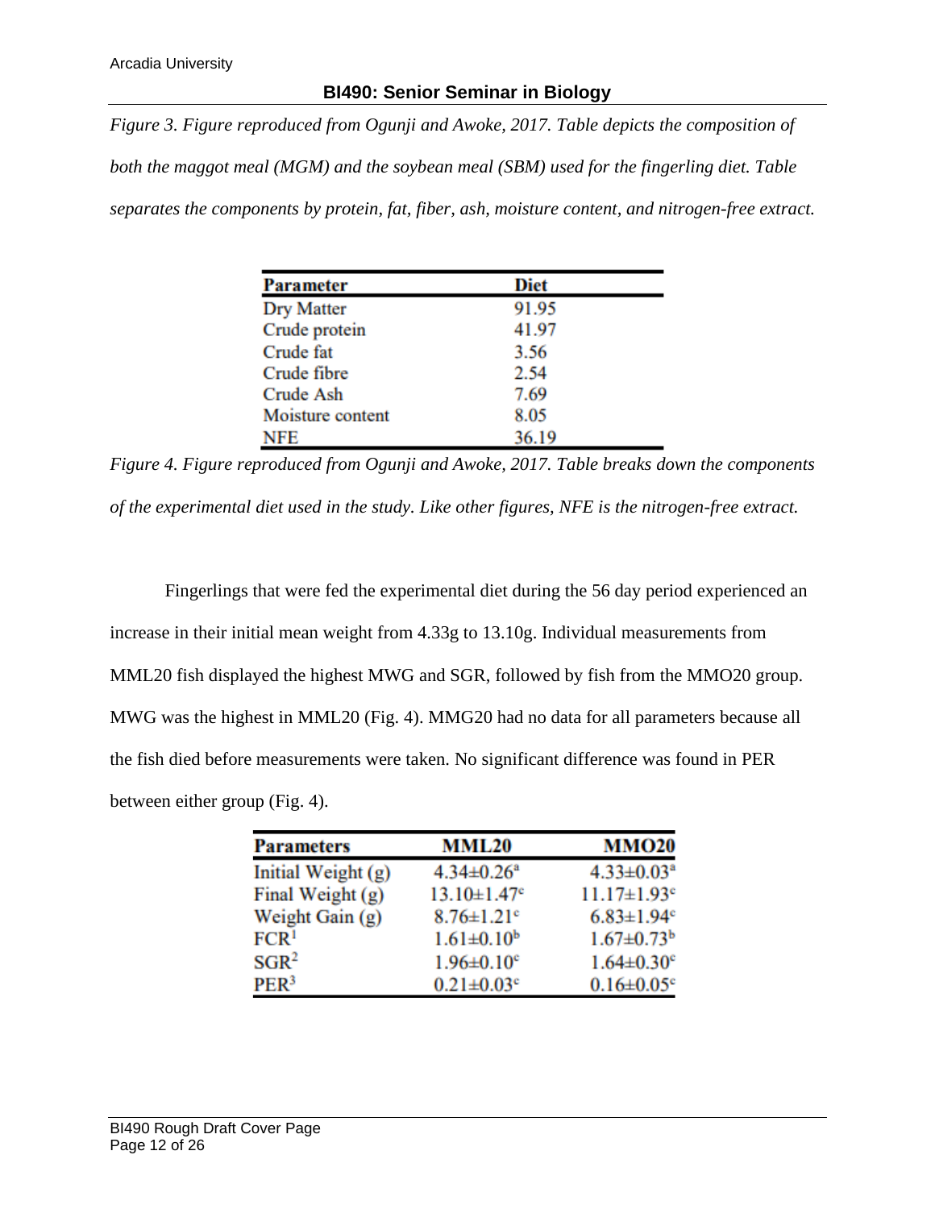*Figure 3. Figure reproduced from Ogunji and Awoke, 2017. Table depicts the composition of both the maggot meal (MGM) and the soybean meal (SBM) used for the fingerling diet. Table separates the components by protein, fat, fiber, ash, moisture content, and nitrogen-free extract.*

| Parameter | Diet |
|---|---|
| Dry Matter | 91.95 |
| Crude protein | 41.97 |
| Crude fat | 3.56 |
| Crude fibre | 2.54 |
| Crude Ash | 7.69 |
| Moisture content | 8.05 |
| NFE | 36.19 |

*Figure 4. Figure reproduced from Ogunji and Awoke, 2017. Table breaks down the components of the experimental diet used in the study. Like other figures, NFE is the nitrogen-free extract.*

Fingerlings that were fed the experimental diet during the 56 day period experienced an increase in their initial mean weight from 4.33g to 13.10g. Individual measurements from MML20 fish displayed the highest MWG and SGR, followed by fish from the MMO20 group. MWG was the highest in MML20 (Fig. 4). MMG20 had no data for all parameters because all the fish died before measurements were taken. No significant difference was found in PER between either group (Fig. 4).

| Parameters | MML20 | MMO20 |
|---|---|---|
| Initial Weight (g) | $4.34 \pm 0.26^{a}$ | $4.33 \pm 0.03^{a}$ |
| Final Weight (g) | $13.10 \pm 1.47^{c}$ | $11.17 \pm 1.93^{c}$ |
| Weight Gain (g) | $8.76 \pm 1.21^{c}$ | $6.83 \pm 1.94^{c}$ |
| FCR[1] | $1.61 \pm 0.10^{b}$ | $1.67 \pm 0.73^{b}$ |
| SGR[2] | $1.96 \pm 0.10^{c}$ | $1.64 \pm 0.30^{c}$ |
| PER[3] | $0.21 \pm 0.03^{c}$ | $0.16 \pm 0.05^{c}$ |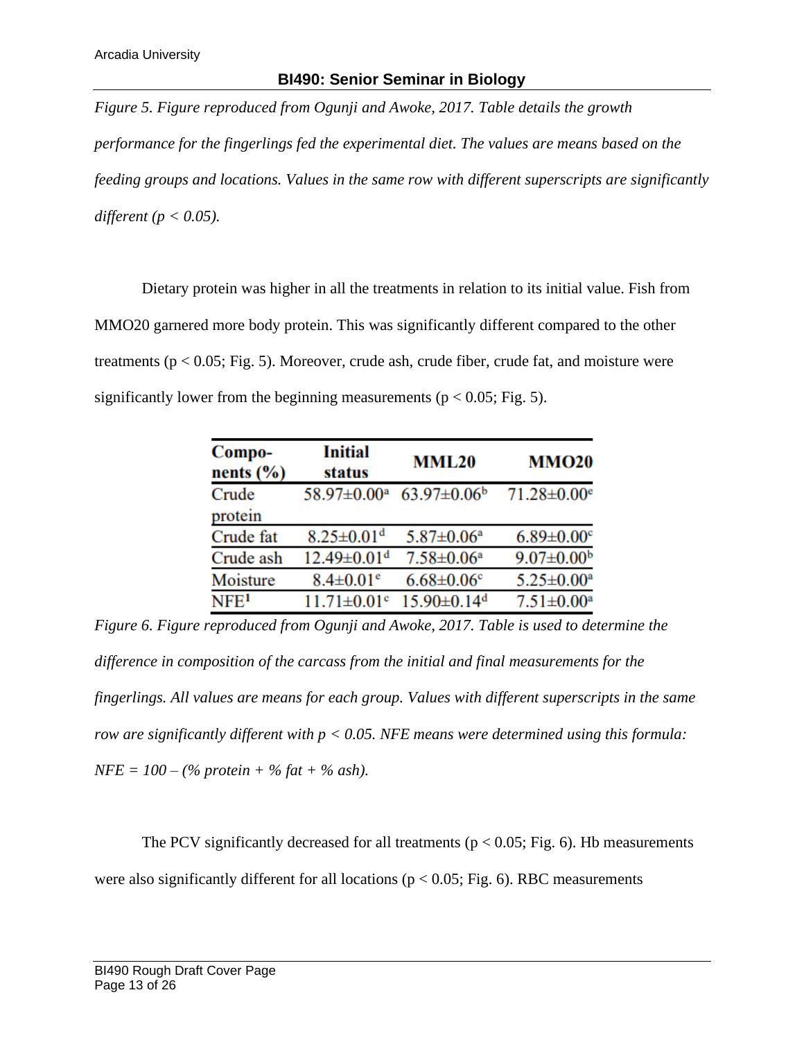*Figure 5. Figure reproduced from Ogunji and Awoke, 2017. Table details the growth performance for the fingerlings fed the experimental diet. The values are means based on the feeding groups and locations. Values in the same row with different superscripts are significantly different ($p < 0.05$).*

Dietary protein was higher in all the treatments in relation to its initial value. Fish from MMO20 garnered more body protein. This was significantly different compared to the other treatments ($p < 0.05$; Fig. 5). Moreover, crude ash, crude fiber, crude fat, and moisture were significantly lower from the beginning measurements ($p < 0.05$; Fig. 5).

| Components (%) | Initial status | MML20 | MMO20 |
|---|---|---|---|
| Crude protein | $58.97 \pm 0.00^a$ | $63.97 \pm 0.06^b$ | $71.28 \pm 0.00^e$ |
| Crude fat | $8.25 \pm 0.01^d$ | $5.87 \pm 0.06^a$ | $6.89 \pm 0.00^c$ |
| Crude ash | $12.49 \pm 0.01^d$ | $7.58 \pm 0.06^a$ | $9.07 \pm 0.00^b$ |
| Moisture | $8.4 \pm 0.01^e$ | $6.68 \pm 0.06^c$ | $5.25 \pm 0.00^a$ |
| NFE[1] | $11.71 \pm 0.01^c$ | $15.90 \pm 0.14^d$ | $7.51 \pm 0.00^a$ |

*Figure 6. Figure reproduced from Ogunji and Awoke, 2017. Table is used to determine the difference in composition of the carcass from the initial and final measurements for the fingerlings. All values are means for each group. Values with different superscripts in the same row are significantly different with $p < 0.05$. NFE means were determined using this formula: NFE = 100 – (% protein + % fat + % ash).*

The PCV significantly decreased for all treatments ($p < 0.05$; Fig. 6). Hb measurements were also significantly different for all locations ($p < 0.05$; Fig. 6). RBC measurements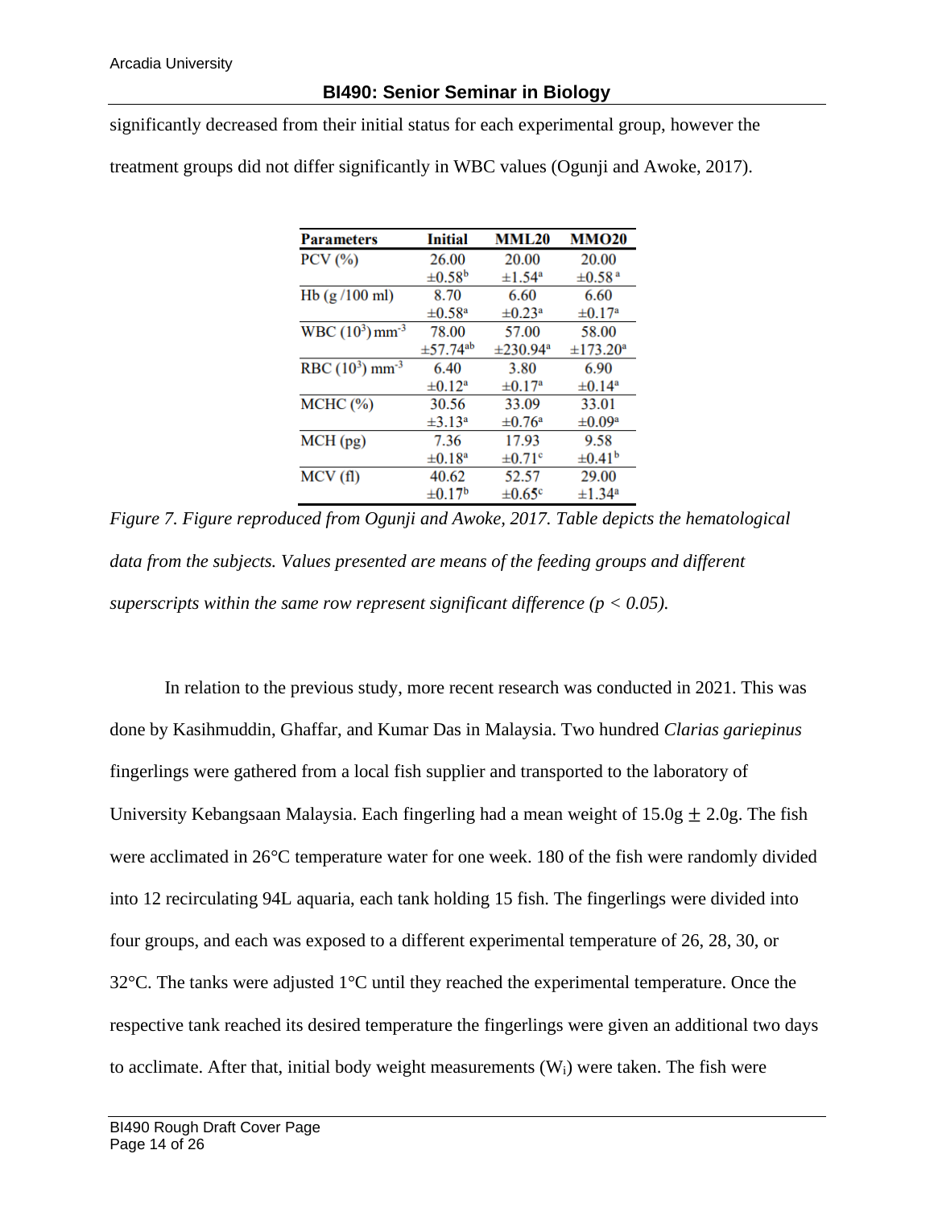significantly decreased from their initial status for each experimental group, however the treatment groups did not differ significantly in WBC values (Ogunji and Awoke, 2017).

| Parameters | Initial | MML20 | MMO20 |
|---|---|---|---|
| PCV (%) | 26.00 $\pm 0.58^{b}$ | 20.00 $\pm 1.54^{a}$ | 20.00 $\pm 0.58^{a}$ |
| Hb (g /100 ml) | 8.70 $\pm 0.58^{a}$ | 6.60 $\pm 0.23^{a}$ | 6.60 $\pm 0.17^{a}$ |
| WBC $(10^3)$ mm$^{-3}$ | 78.00 $\pm 57.74^{ab}$ | 57.00 $\pm 230.94^{a}$ | 58.00 $\pm 173.20^{a}$ |
| RBC $(10^3)$ mm$^{-3}$ | 6.40 $\pm 0.12^{a}$ | 3.80 $\pm 0.17^{a}$ | 6.90 $\pm 0.14^{a}$ |
| MCHC (%) | 30.56 $\pm 3.13^{a}$ | 33.09 $\pm 0.76^{a}$ | 33.01 $\pm 0.09^{a}$ |
| MCH (pg) | 7.36 $\pm 0.18^{a}$ | 17.93 $\pm 0.71^{c}$ | 9.58 $\pm 0.41^{b}$ |
| MCV (fl) | 40.62 $\pm 0.17^{b}$ | 52.57 $\pm 0.65^{c}$ | 29.00 $\pm 1.34^{a}$ |

*Figure 7. Figure reproduced from Ogunji and Awoke, 2017. Table depicts the hematological data from the subjects. Values presented are means of the feeding groups and different superscripts within the same row represent significant difference ($p < 0.05$).*

In relation to the previous study, more recent research was conducted in 2021. This was done by Kasihmuddin, Ghaffar, and Kumar Das in Malaysia. Two hundred *Clarias gariepinus* fingerlings were gathered from a local fish supplier and transported to the laboratory of University Kebangsaan Malaysia. Each fingerling had a mean weight of 15.0g $\pm$ 2.0g. The fish were acclimated in 26°C temperature water for one week. 180 of the fish were randomly divided into 12 recirculating 94L aquaria, each tank holding 15 fish. The fingerlings were divided into four groups, and each was exposed to a different experimental temperature of 26, 28, 30, or 32°C. The tanks were adjusted 1°C until they reached the experimental temperature. Once the respective tank reached its desired temperature the fingerlings were given an additional two days to acclimate. After that, initial body weight measurements ($W_i$) were taken. The fish were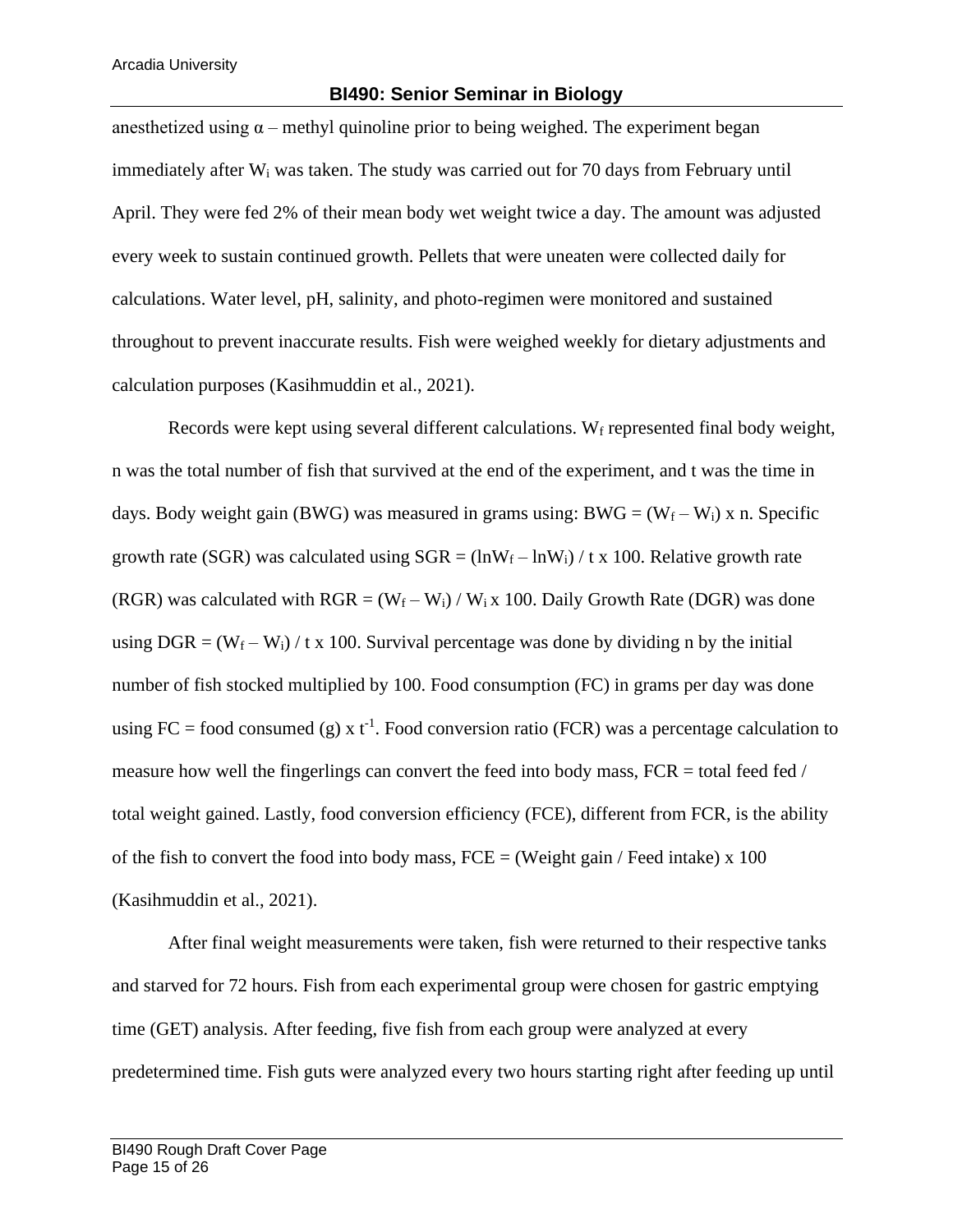anesthetized using α – methyl quinoline prior to being weighed. The experiment began immediately after $W_i$ was taken. The study was carried out for 70 days from February until April. They were fed 2% of their mean body wet weight twice a day. The amount was adjusted every week to sustain continued growth. Pellets that were uneaten were collected daily for calculations. Water level, pH, salinity, and photo-regimen were monitored and sustained throughout to prevent inaccurate results. Fish were weighed weekly for dietary adjustments and calculation purposes (Kasihmuddin et al., 2021).

Records were kept using several different calculations. $W_f$ represented final body weight, n was the total number of fish that survived at the end of the experiment, and t was the time in days. Body weight gain (BWG) was measured in grams using: $BWG = (W_f – W_i) \times n$. Specific growth rate (SGR) was calculated using $SGR = (\ln W_f – \ln W_i) / t \times 100$. Relative growth rate (RGR) was calculated with $RGR = (W_f – W_i) / W_i \times 100$. Daily Growth Rate (DGR) was done using $DGR = (W_f – W_i) / t \times 100$. Survival percentage was done by dividing n by the initial number of fish stocked multiplied by 100. Food consumption (FC) in grams per day was done using $FC = \text{food consumed (g)} \times t^{-1}$. Food conversion ratio (FCR) was a percentage calculation to measure how well the fingerlings can convert the feed into body mass, $FCR = \text{total feed fed} / \text{total weight gained}$. Lastly, food conversion efficiency (FCE), different from FCR, is the ability of the fish to convert the food into body mass, $FCE = (\text{Weight gain} / \text{Feed intake}) \times 100$ (Kasihmuddin et al., 2021).

After final weight measurements were taken, fish were returned to their respective tanks and starved for 72 hours. Fish from each experimental group were chosen for gastric emptying time (GET) analysis. After feeding, five fish from each group were analyzed at every predetermined time. Fish guts were analyzed every two hours starting right after feeding up until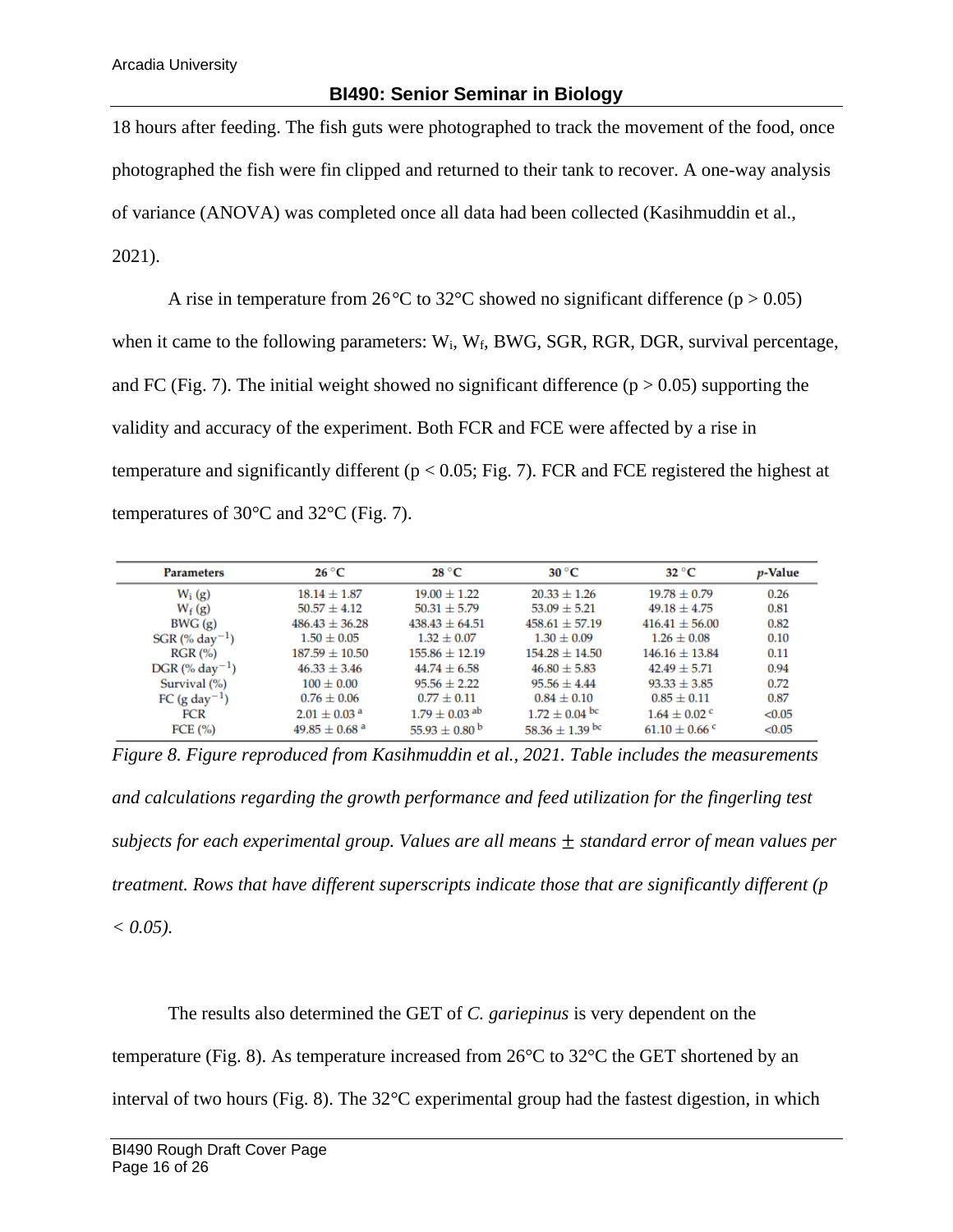18 hours after feeding. The fish guts were photographed to track the movement of the food, once photographed the fish were fin clipped and returned to their tank to recover. A one-way analysis of variance (ANOVA) was completed once all data had been collected (Kasihmuddin et al., 2021).

A rise in temperature from 26°C to 32°C showed no significant difference ($p > 0.05$) when it came to the following parameters: $W_i$, $W_f$, BWG, SGR, RGR, DGR, survival percentage, and FC (Fig. 7). The initial weight showed no significant difference ($p > 0.05$) supporting the validity and accuracy of the experiment. Both FCR and FCE were affected by a rise in temperature and significantly different ($p < 0.05$; Fig. 7). FCR and FCE registered the highest at temperatures of 30°C and 32°C (Fig. 7).

| Parameters | 26 °C | 28 °C | 30 °C | 32 °C | $p$-Value |
|---|---|---|---|---|---|
| $W_i$ (g) | 18.14 ± 1.87 | 19.00 ± 1.22 | 20.33 ± 1.26 | 19.78 ± 0.79 | 0.26 |
| $W_f$ (g) | 50.57 ± 4.12 | 50.31 ± 5.79 | 53.09 ± 5.21 | 49.18 ± 4.75 | 0.81 |
| BWG (g) | 486.43 ± 36.28 | 438.43 ± 64.51 | 458.61 ± 57.19 | 416.41 ± 56.00 | 0.82 |
| SGR (% $day^{-1}$) | 1.50 ± 0.05 | 1.32 ± 0.07 | 1.30 ± 0.09 | 1.26 ± 0.08 | 0.10 |
| RGR (%) | 187.59 ± 10.50 | 155.86 ± 12.19 | 154.28 ± 14.50 | 146.16 ± 13.84 | 0.11 |
| DGR (% $day^{-1}$) | 46.33 ± 3.46 | 44.74 ± 6.58 | 46.80 ± 5.83 | 42.49 ± 5.71 | 0.94 |
| Survival (%) | 100 ± 0.00 | 95.56 ± 2.22 | 95.56 ± 4.44 | 93.33 ± 3.85 | 0.72 |
| FC (g $day^{-1}$) | 0.76 ± 0.06 | 0.77 ± 0.11 | 0.84 ± 0.10 | 0.85 ± 0.11 | 0.87 |
| FCR | 2.01 ± $0.03^{a}$ | 1.79 ± $0.03^{ab}$ | 1.72 ± $0.04^{bc}$ | 1.64 ± $0.02^{c}$ | <0.05 |
| FCE (%) | 49.85 ± $0.68^{a}$ | 55.93 ± $0.80^{b}$ | 58.36 ± $1.39^{bc}$ | 61.10 ± $0.66^{c}$ | <0.05 |

*Figure 8. Figure reproduced from Kasihmuddin et al., 2021. Table includes the measurements and calculations regarding the growth performance and feed utilization for the fingerling test subjects for each experimental group. Values are all means ± standard error of mean values per treatment. Rows that have different superscripts indicate those that are significantly different ($p < 0.05$).*

The results also determined the GET of *C. gariepinus* is very dependent on the temperature (Fig. 8). As temperature increased from 26°C to 32°C the GET shortened by an interval of two hours (Fig. 8). The 32°C experimental group had the fastest digestion, in which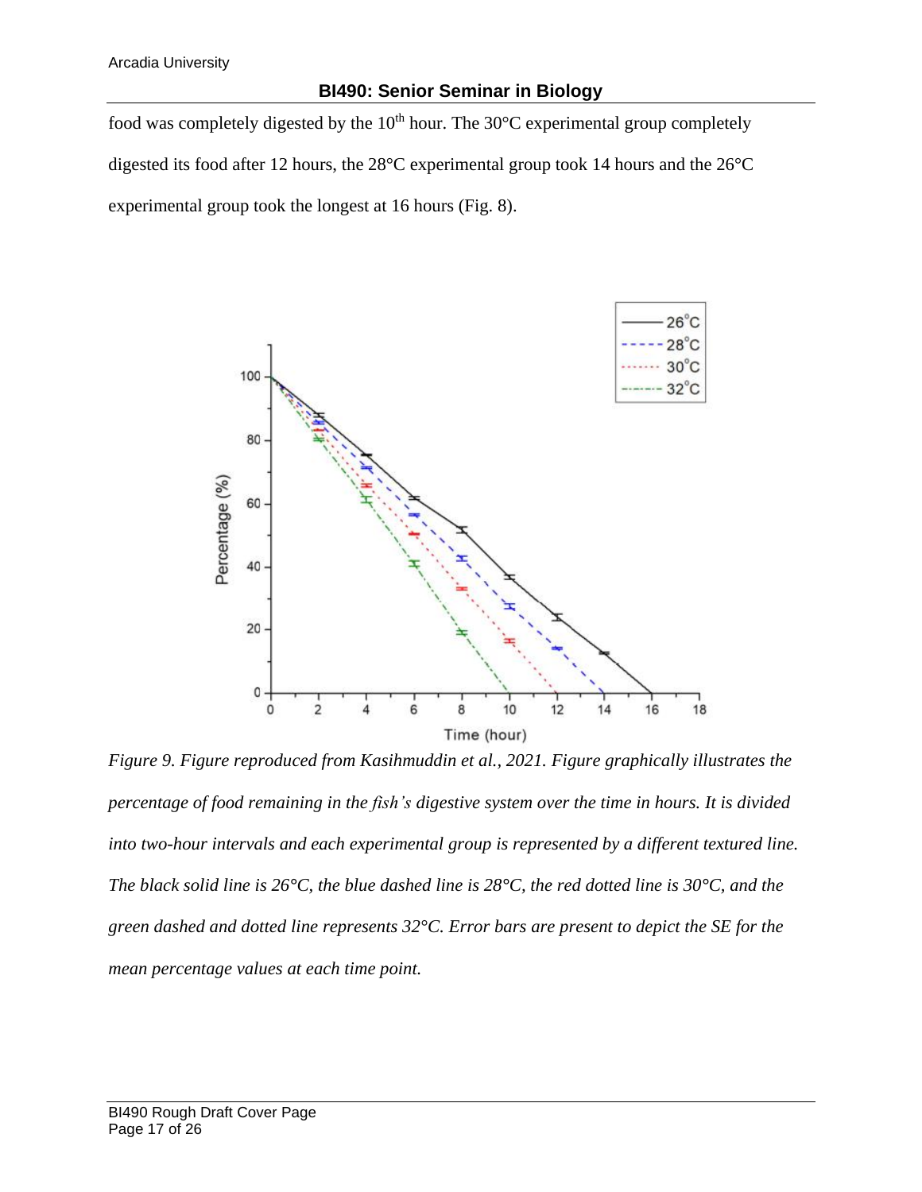food was completely digested by the 10th hour. The 30°C experimental group completely digested its food after 12 hours, the 28°C experimental group took 14 hours and the 26°C experimental group took the longest at 16 hours (Fig. 8).

*Figure 9. Figure reproduced from Kasihmuddin et al., 2021. Figure graphically illustrates the percentage of food remaining in the fish's digestive system over the time in hours. It is divided into two-hour intervals and each experimental group is represented by a different textured line. The black solid line is 26°C, the blue dashed line is 28°C, the red dotted line is 30°C, and the green dashed and dotted line represents 32°C. Error bars are present to depict the SE for the mean percentage values at each time point.*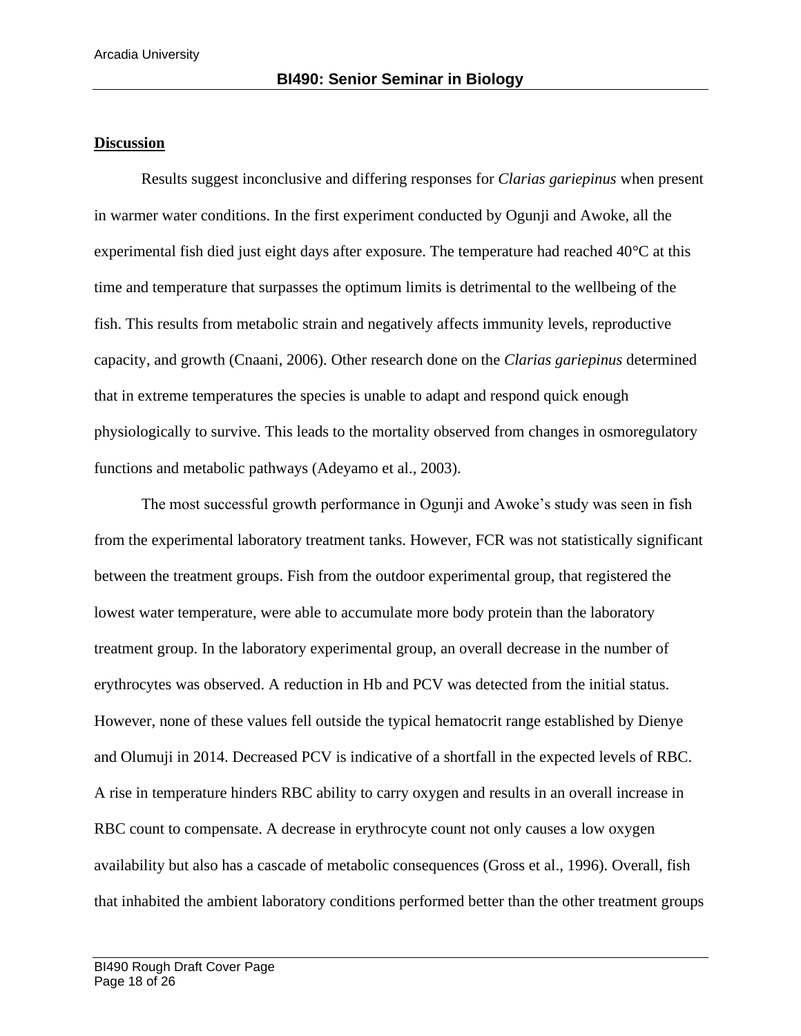## Discussion

Results suggest inconclusive and differing responses for *Clarias gariepinus* when present in warmer water conditions. In the first experiment conducted by Ogunji and Awoke, all the experimental fish died just eight days after exposure. The temperature had reached 40°C at this time and temperature that surpasses the optimum limits is detrimental to the wellbeing of the fish. This results from metabolic strain and negatively affects immunity levels, reproductive capacity, and growth (Cnaani, 2006). Other research done on the *Clarias gariepinus* determined that in extreme temperatures the species is unable to adapt and respond quick enough physiologically to survive. This leads to the mortality observed from changes in osmoregulatory functions and metabolic pathways (Adeyamo et al., 2003).

The most successful growth performance in Ogunji and Awoke's study was seen in fish from the experimental laboratory treatment tanks. However, FCR was not statistically significant between the treatment groups. Fish from the outdoor experimental group, that registered the lowest water temperature, were able to accumulate more body protein than the laboratory treatment group. In the laboratory experimental group, an overall decrease in the number of erythrocytes was observed. A reduction in Hb and PCV was detected from the initial status. However, none of these values fell outside the typical hematocrit range established by Dienye and Olumuji in 2014. Decreased PCV is indicative of a shortfall in the expected levels of RBC. A rise in temperature hinders RBC ability to carry oxygen and results in an overall increase in RBC count to compensate. A decrease in erythrocyte count not only causes a low oxygen availability but also has a cascade of metabolic consequences (Gross et al., 1996). Overall, fish that inhabited the ambient laboratory conditions performed better than the other treatment groups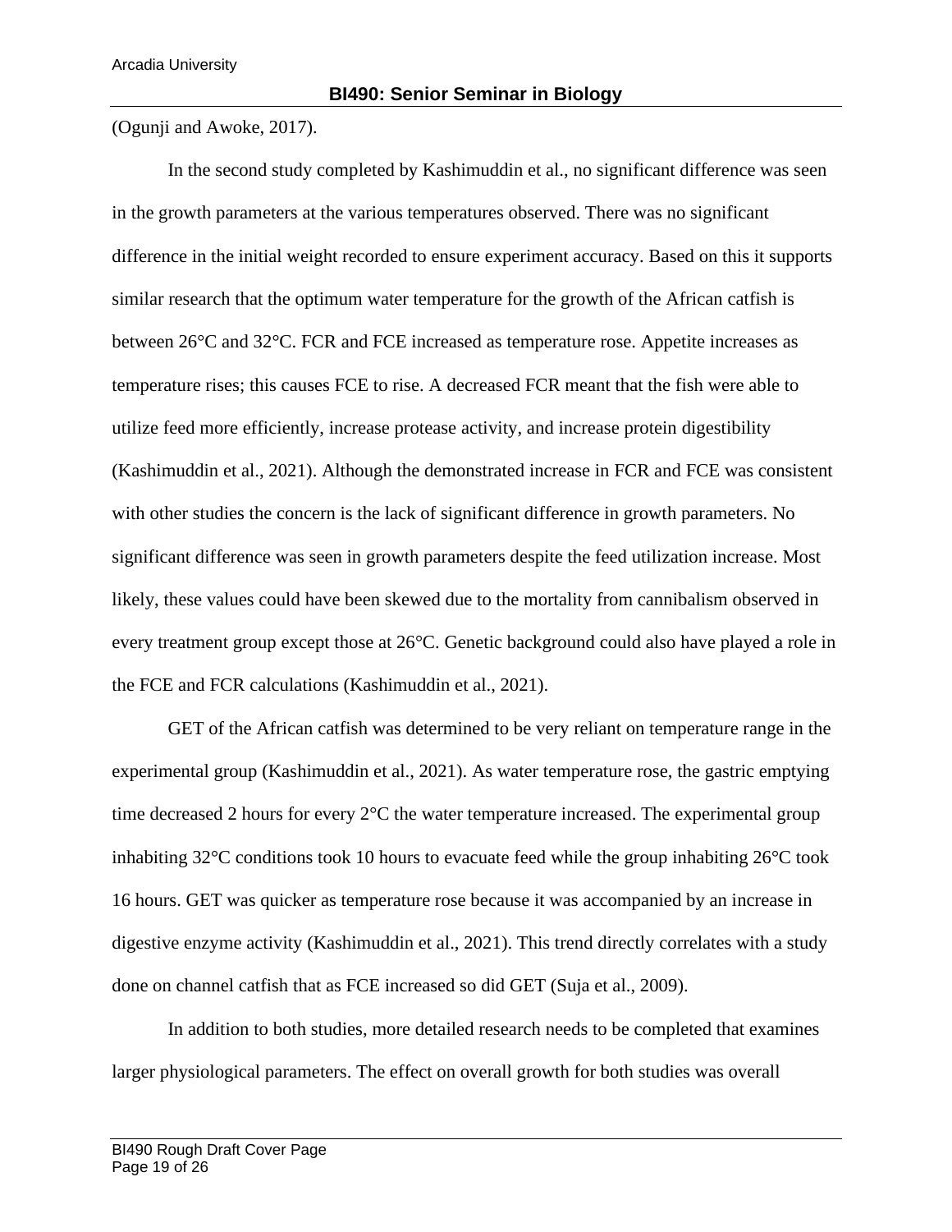(Ogunji and Awoke, 2017).

In the second study completed by Kashimuddin et al., no significant difference was seen in the growth parameters at the various temperatures observed. There was no significant difference in the initial weight recorded to ensure experiment accuracy. Based on this it supports similar research that the optimum water temperature for the growth of the African catfish is between 26°C and 32°C. FCR and FCE increased as temperature rose. Appetite increases as temperature rises; this causes FCE to rise. A decreased FCR meant that the fish were able to utilize feed more efficiently, increase protease activity, and increase protein digestibility (Kashimuddin et al., 2021). Although the demonstrated increase in FCR and FCE was consistent with other studies the concern is the lack of significant difference in growth parameters. No significant difference was seen in growth parameters despite the feed utilization increase. Most likely, these values could have been skewed due to the mortality from cannibalism observed in every treatment group except those at 26°C. Genetic background could also have played a role in the FCE and FCR calculations (Kashimuddin et al., 2021).

GET of the African catfish was determined to be very reliant on temperature range in the experimental group (Kashimuddin et al., 2021). As water temperature rose, the gastric emptying time decreased 2 hours for every 2°C the water temperature increased. The experimental group inhabiting 32°C conditions took 10 hours to evacuate feed while the group inhabiting 26°C took 16 hours. GET was quicker as temperature rose because it was accompanied by an increase in digestive enzyme activity (Kashimuddin et al., 2021). This trend directly correlates with a study done on channel catfish that as FCE increased so did GET (Suja et al., 2009).

In addition to both studies, more detailed research needs to be completed that examines larger physiological parameters. The effect on overall growth for both studies was overall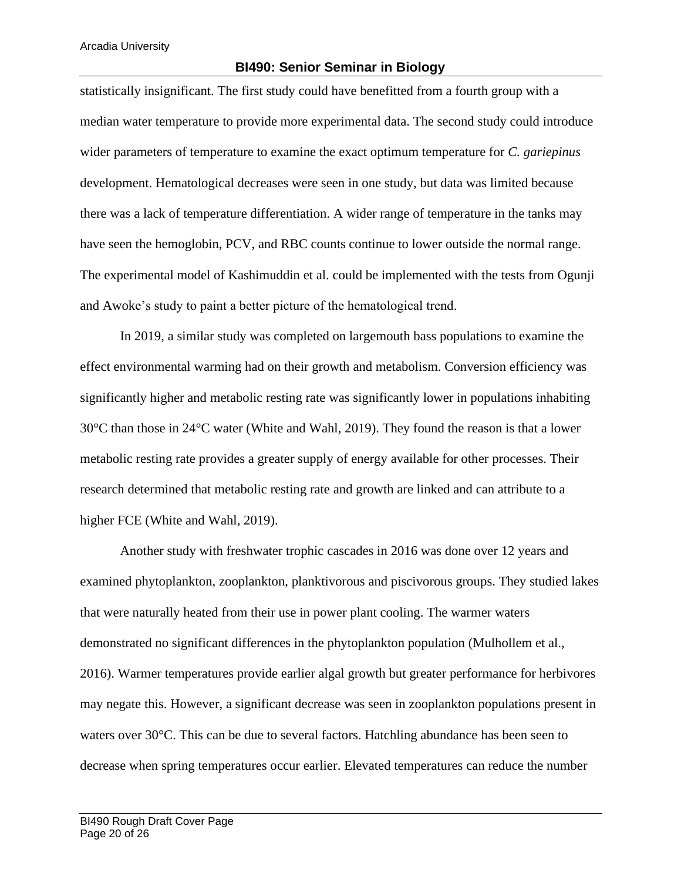statistically insignificant. The first study could have benefitted from a fourth group with a median water temperature to provide more experimental data. The second study could introduce wider parameters of temperature to examine the exact optimum temperature for *C. gariepinus* development. Hematological decreases were seen in one study, but data was limited because there was a lack of temperature differentiation. A wider range of temperature in the tanks may have seen the hemoglobin, PCV, and RBC counts continue to lower outside the normal range. The experimental model of Kashimuddin et al. could be implemented with the tests from Ogunji and Awoke's study to paint a better picture of the hematological trend.

In 2019, a similar study was completed on largemouth bass populations to examine the effect environmental warming had on their growth and metabolism. Conversion efficiency was significantly higher and metabolic resting rate was significantly lower in populations inhabiting 30°C than those in 24°C water (White and Wahl, 2019). They found the reason is that a lower metabolic resting rate provides a greater supply of energy available for other processes. Their research determined that metabolic resting rate and growth are linked and can attribute to a higher FCE (White and Wahl, 2019).

Another study with freshwater trophic cascades in 2016 was done over 12 years and examined phytoplankton, zooplankton, planktivorous and piscivorous groups. They studied lakes that were naturally heated from their use in power plant cooling. The warmer waters demonstrated no significant differences in the phytoplankton population (Mulhollem et al., 2016). Warmer temperatures provide earlier algal growth but greater performance for herbivores may negate this. However, a significant decrease was seen in zooplankton populations present in waters over 30°C. This can be due to several factors. Hatchling abundance has been seen to decrease when spring temperatures occur earlier. Elevated temperatures can reduce the number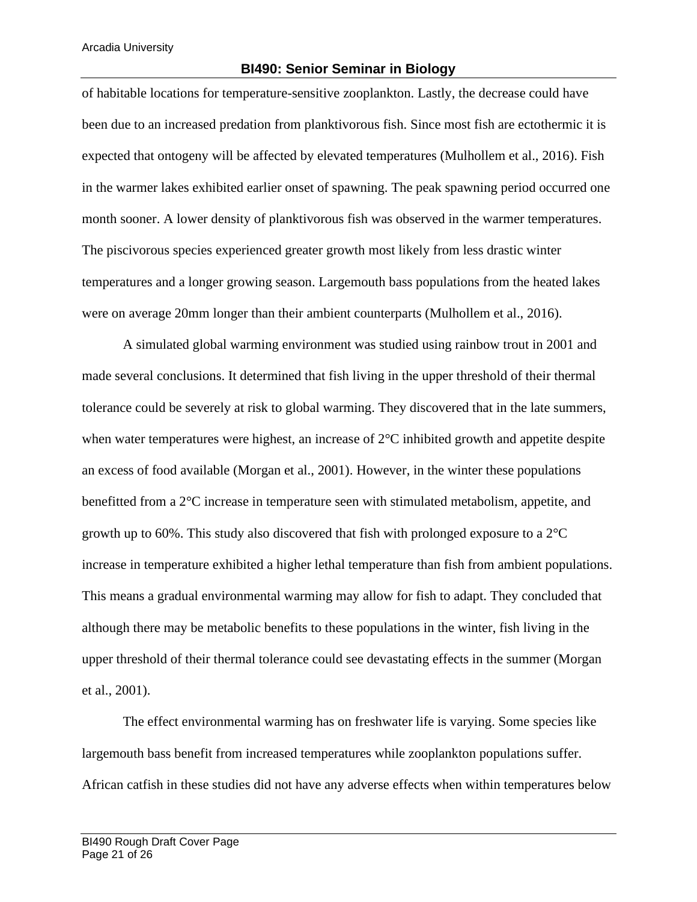of habitable locations for temperature-sensitive zooplankton. Lastly, the decrease could have been due to an increased predation from planktivorous fish. Since most fish are ectothermic it is expected that ontogeny will be affected by elevated temperatures (Mulhollem et al., 2016). Fish in the warmer lakes exhibited earlier onset of spawning. The peak spawning period occurred one month sooner. A lower density of planktivorous fish was observed in the warmer temperatures. The piscivorous species experienced greater growth most likely from less drastic winter temperatures and a longer growing season. Largemouth bass populations from the heated lakes were on average 20mm longer than their ambient counterparts (Mulhollem et al., 2016).

A simulated global warming environment was studied using rainbow trout in 2001 and made several conclusions. It determined that fish living in the upper threshold of their thermal tolerance could be severely at risk to global warming. They discovered that in the late summers, when water temperatures were highest, an increase of 2°C inhibited growth and appetite despite an excess of food available (Morgan et al., 2001). However, in the winter these populations benefitted from a 2°C increase in temperature seen with stimulated metabolism, appetite, and growth up to 60%. This study also discovered that fish with prolonged exposure to a 2°C increase in temperature exhibited a higher lethal temperature than fish from ambient populations. This means a gradual environmental warming may allow for fish to adapt. They concluded that although there may be metabolic benefits to these populations in the winter, fish living in the upper threshold of their thermal tolerance could see devastating effects in the summer (Morgan et al., 2001).

The effect environmental warming has on freshwater life is varying. Some species like largemouth bass benefit from increased temperatures while zooplankton populations suffer. African catfish in these studies did not have any adverse effects when within temperatures below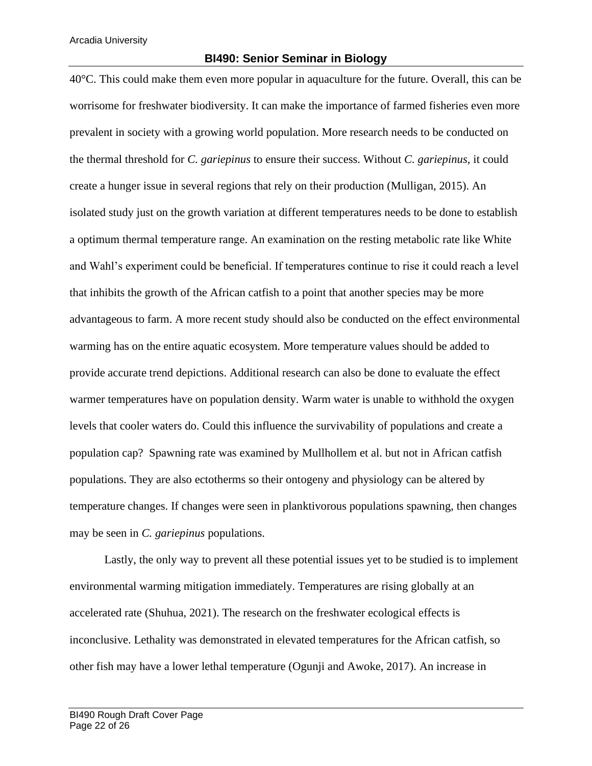40°C. This could make them even more popular in aquaculture for the future. Overall, this can be worrisome for freshwater biodiversity. It can make the importance of farmed fisheries even more prevalent in society with a growing world population. More research needs to be conducted on the thermal threshold for *C. gariepinus* to ensure their success. Without *C. gariepinus,* it could create a hunger issue in several regions that rely on their production (Mulligan, 2015). An isolated study just on the growth variation at different temperatures needs to be done to establish a optimum thermal temperature range. An examination on the resting metabolic rate like White and Wahl's experiment could be beneficial. If temperatures continue to rise it could reach a level that inhibits the growth of the African catfish to a point that another species may be more advantageous to farm. A more recent study should also be conducted on the effect environmental warming has on the entire aquatic ecosystem. More temperature values should be added to provide accurate trend depictions. Additional research can also be done to evaluate the effect warmer temperatures have on population density. Warm water is unable to withhold the oxygen levels that cooler waters do. Could this influence the survivability of populations and create a population cap? Spawning rate was examined by Mullhollem et al. but not in African catfish populations. They are also ectotherms so their ontogeny and physiology can be altered by temperature changes. If changes were seen in planktivorous populations spawning, then changes may be seen in *C. gariepinus* populations.

Lastly, the only way to prevent all these potential issues yet to be studied is to implement environmental warming mitigation immediately. Temperatures are rising globally at an accelerated rate (Shuhua, 2021). The research on the freshwater ecological effects is inconclusive. Lethality was demonstrated in elevated temperatures for the African catfish, so other fish may have a lower lethal temperature (Ogunji and Awoke, 2017). An increase in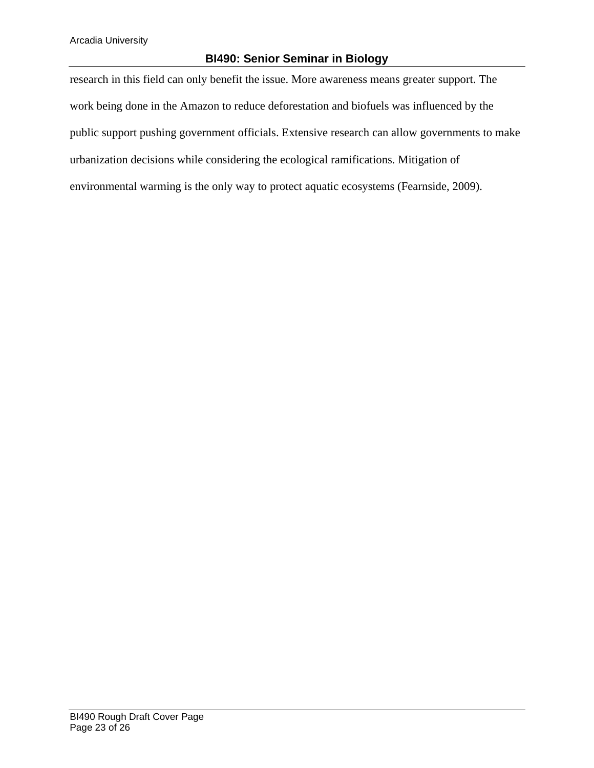research in this field can only benefit the issue. More awareness means greater support. The work being done in the Amazon to reduce deforestation and biofuels was influenced by the public support pushing government officials. Extensive research can allow governments to make urbanization decisions while considering the ecological ramifications. Mitigation of environmental warming is the only way to protect aquatic ecosystems (Fearnside, 2009).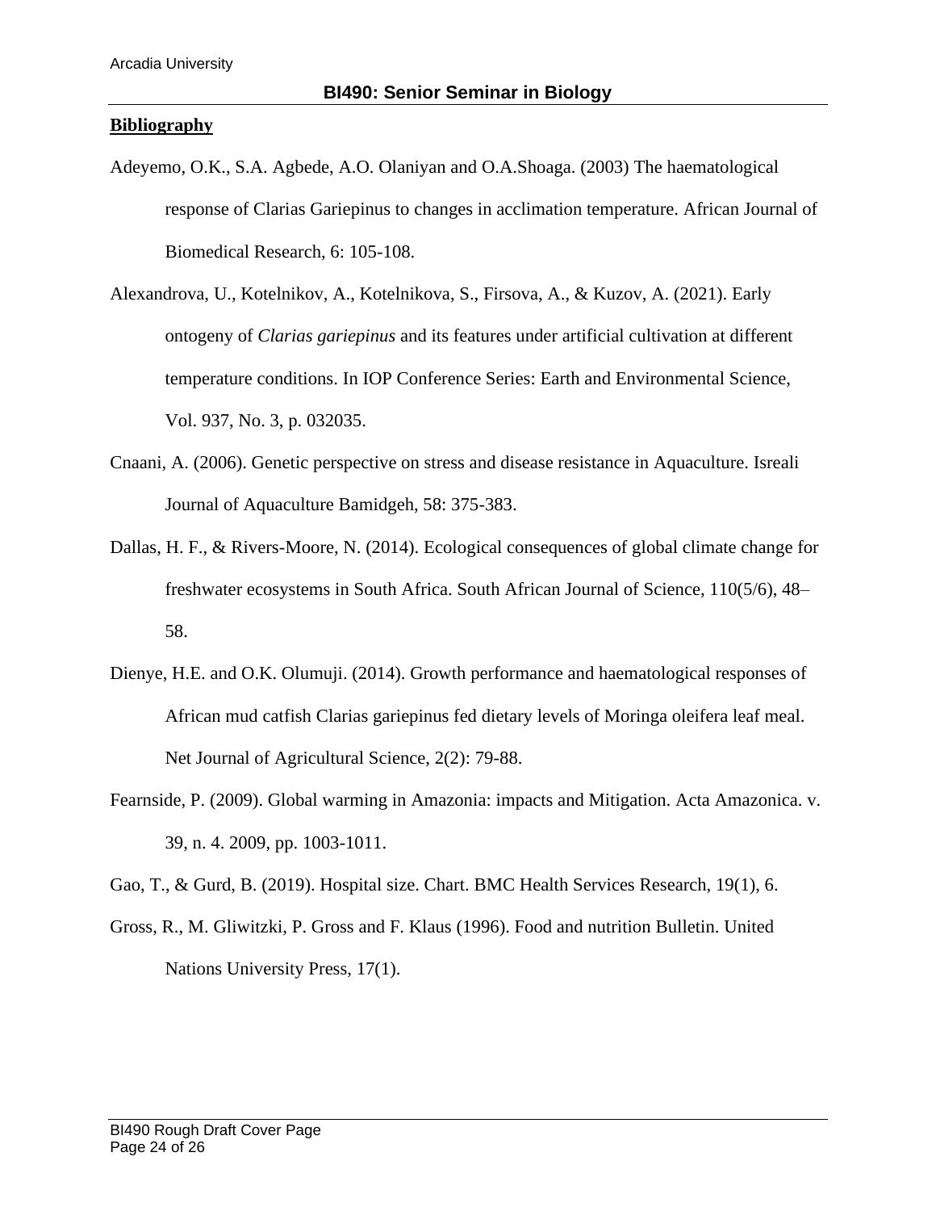**Bibliography**

Adeyemo, O.K., S.A. Agbede, A.O. Olaniyan and O.A.Shoaga. (2003) The haematological response of Clarias Gariepinus to changes in acclimation temperature. African Journal of Biomedical Research, 6: 105-108.

Alexandrova, U., Kotelnikov, A., Kotelnikova, S., Firsova, A., & Kuzov, A. (2021). Early ontogeny of *Clarias gariepinus* and its features under artificial cultivation at different temperature conditions. In IOP Conference Series: Earth and Environmental Science, Vol. 937, No. 3, p. 032035.

Cnaani, A. (2006). Genetic perspective on stress and disease resistance in Aquaculture. Isreali Journal of Aquaculture Bamidgeh, 58: 375-383.

Dallas, H. F., & Rivers-Moore, N. (2014). Ecological consequences of global climate change for freshwater ecosystems in South Africa. South African Journal of Science, 110(5/6), 48–58.

Dienye, H.E. and O.K. Olumuji. (2014). Growth performance and haematological responses of African mud catfish Clarias gariepinus fed dietary levels of Moringa oleifera leaf meal. Net Journal of Agricultural Science, 2(2): 79-88.

Fearnside, P. (2009). Global warming in Amazonia: impacts and Mitigation. Acta Amazonica. v. 39, n. 4. 2009, pp. 1003-1011.

Gao, T., & Gurd, B. (2019). Hospital size. Chart. BMC Health Services Research, 19(1), 6.

Gross, R., M. Gliwitzki, P. Gross and F. Klaus (1996). Food and nutrition Bulletin. United Nations University Press, 17(1).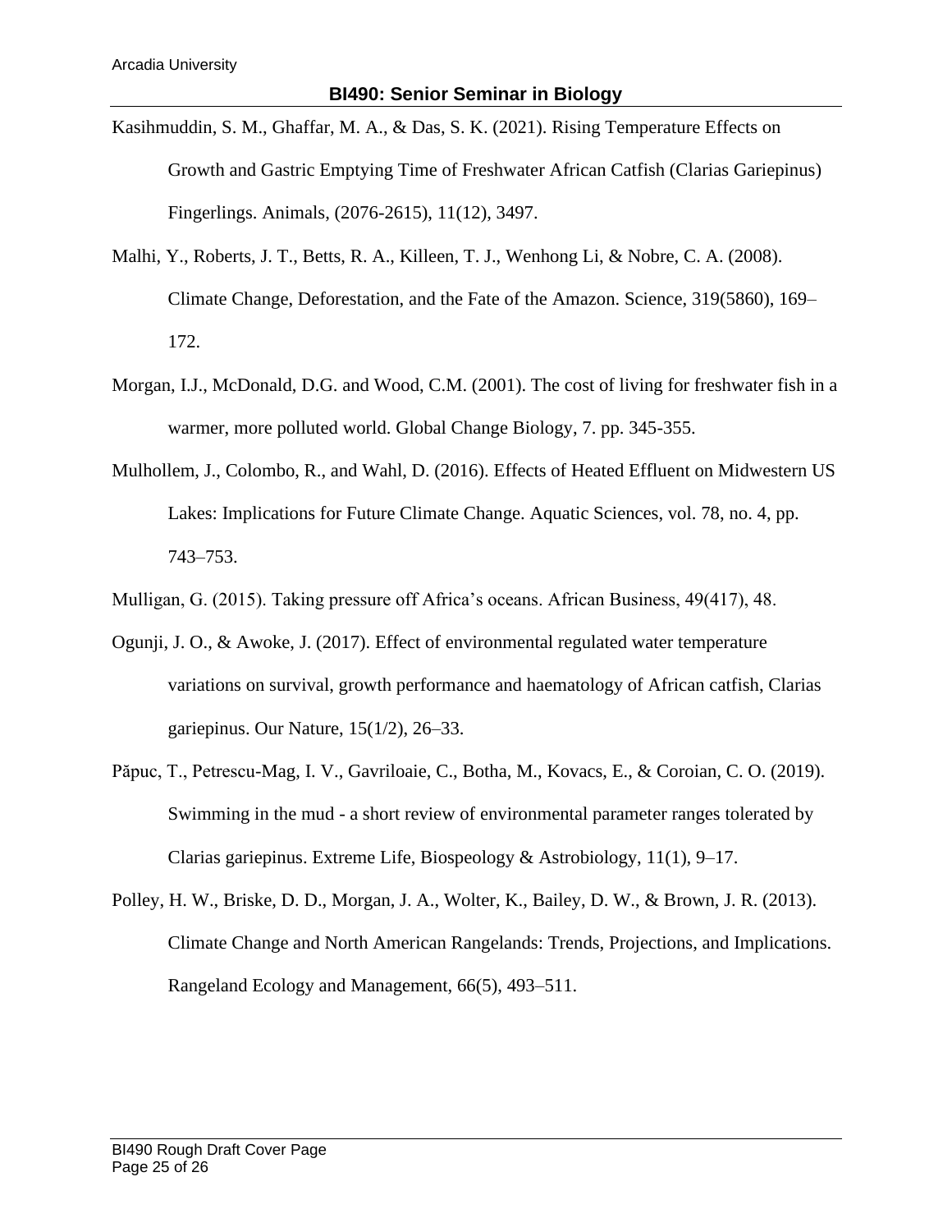Kasihmuddin, S. M., Ghaffar, M. A., & Das, S. K. (2021). Rising Temperature Effects on Growth and Gastric Emptying Time of Freshwater African Catfish (Clarias Gariepinus) Fingerlings. Animals, (2076-2615), 11(12), 3497.

Malhi, Y., Roberts, J. T., Betts, R. A., Killeen, T. J., Wenhong Li, & Nobre, C. A. (2008). Climate Change, Deforestation, and the Fate of the Amazon. Science, 319(5860), 169–172.

Morgan, I.J., McDonald, D.G. and Wood, C.M. (2001). The cost of living for freshwater fish in a warmer, more polluted world. Global Change Biology, 7. pp. 345-355.

Mulhollem, J., Colombo, R., and Wahl, D. (2016). Effects of Heated Effluent on Midwestern US Lakes: Implications for Future Climate Change. Aquatic Sciences, vol. 78, no. 4, pp. 743–753.

Mulligan, G. (2015). Taking pressure off Africa's oceans. African Business, 49(417), 48.

Ogunji, J. O., & Awoke, J. (2017). Effect of environmental regulated water temperature variations on survival, growth performance and haematology of African catfish, Clarias gariepinus. Our Nature, 15(1/2), 26–33.

Păpuc, T., Petrescu-Mag, I. V., Gavriloaie, C., Botha, M., Kovacs, E., & Coroian, C. O. (2019). Swimming in the mud - a short review of environmental parameter ranges tolerated by Clarias gariepinus. Extreme Life, Biospeology & Astrobiology, 11(1), 9–17.

Polley, H. W., Briske, D. D., Morgan, J. A., Wolter, K., Bailey, D. W., & Brown, J. R. (2013). Climate Change and North American Rangelands: Trends, Projections, and Implications. Rangeland Ecology and Management, 66(5), 493–511.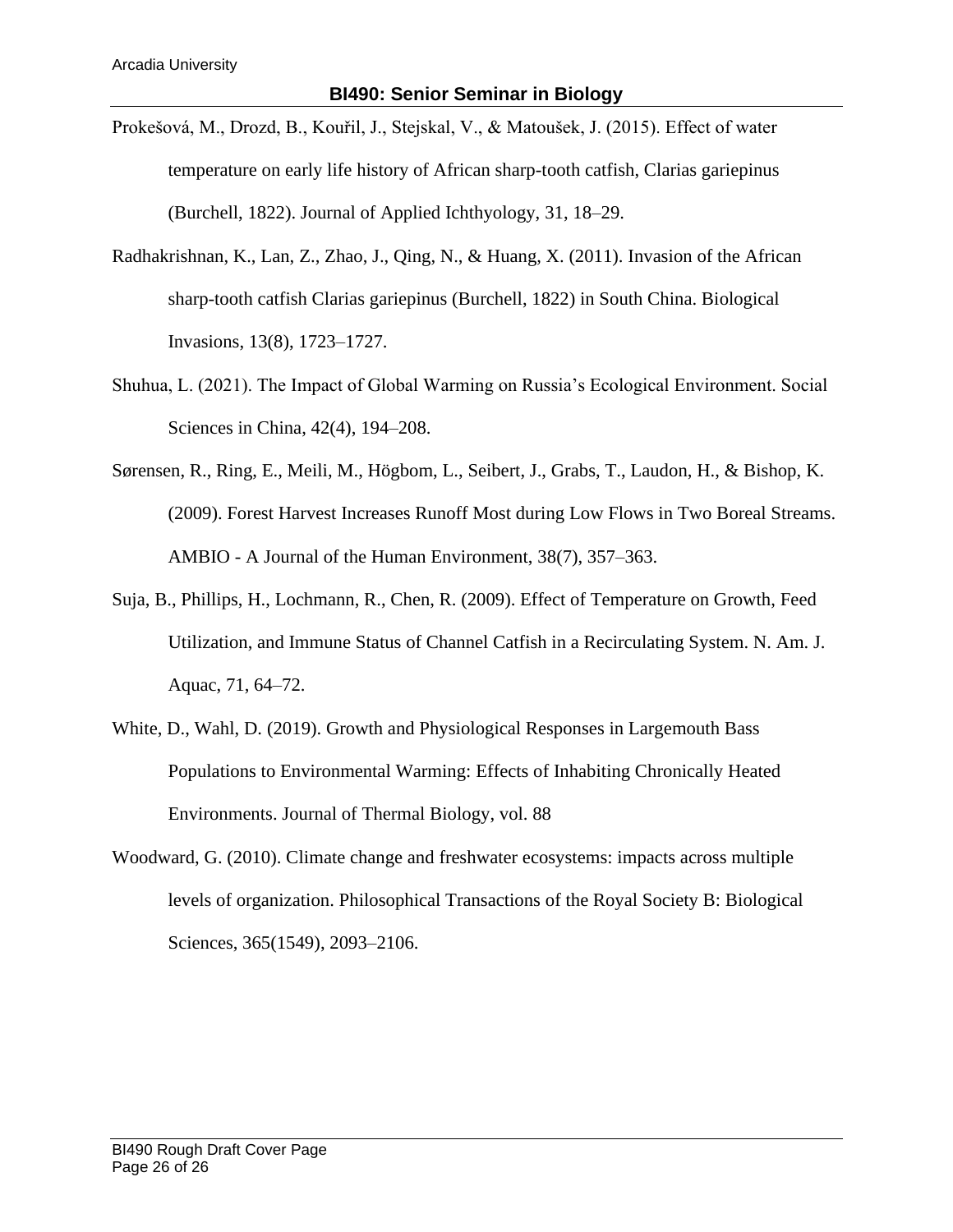Prokešová, M., Drozd, B., Kouřil, J., Stejskal, V., & Matoušek, J. (2015). Effect of water temperature on early life history of African sharp-tooth catfish, Clarias gariepinus (Burchell, 1822). Journal of Applied Ichthyology, 31, 18–29.

Radhakrishnan, K., Lan, Z., Zhao, J., Qing, N., & Huang, X. (2011). Invasion of the African sharp-tooth catfish Clarias gariepinus (Burchell, 1822) in South China. Biological Invasions, 13(8), 1723–1727.

Shuhua, L. (2021). The Impact of Global Warming on Russia's Ecological Environment. Social Sciences in China, 42(4), 194–208.

Sørensen, R., Ring, E., Meili, M., Högbom, L., Seibert, J., Grabs, T., Laudon, H., & Bishop, K. (2009). Forest Harvest Increases Runoff Most during Low Flows in Two Boreal Streams. AMBIO - A Journal of the Human Environment, 38(7), 357–363.

Suja, B., Phillips, H., Lochmann, R., Chen, R. (2009). Effect of Temperature on Growth, Feed Utilization, and Immune Status of Channel Catfish in a Recirculating System. N. Am. J. Aquac, 71, 64–72.

White, D., Wahl, D. (2019). Growth and Physiological Responses in Largemouth Bass Populations to Environmental Warming: Effects of Inhabiting Chronically Heated Environments. Journal of Thermal Biology, vol. 88

Woodward, G. (2010). Climate change and freshwater ecosystems: impacts across multiple levels of organization. Philosophical Transactions of the Royal Society B: Biological Sciences, 365(1549), 2093–2106.